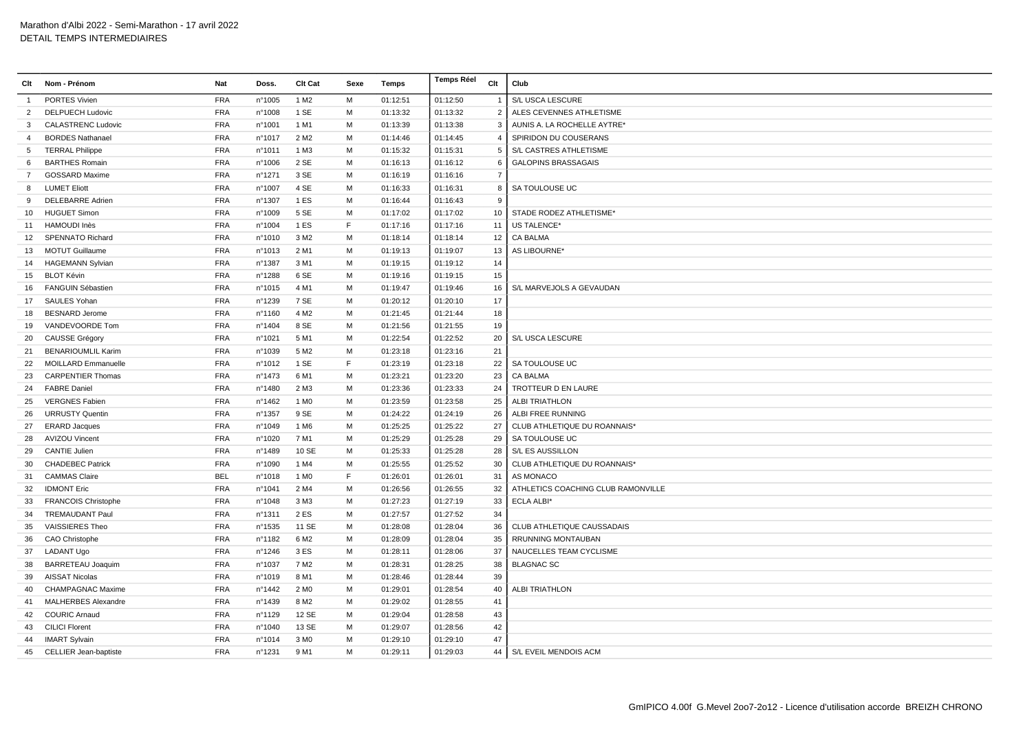Marathon d'Albi 2022 - Semi-Marathon - 17 avril 2022
DETAIL TEMPS INTERMEDIAIRES

| Clt | Nom - Prénom | Nat | Doss. | Clt Cat | Sexe | Temps | Temps Réel | Clt | Club |
|---|---|---|---|---|---|---|---|---|---|
| 1 | PORTES Vivien | FRA | n°1005 | 1 M2 | M | 01:12:51 | 01:12:50 | 1 | S/L USCA LESCURE |
| 2 | DELPUECH Ludovic | FRA | n°1008 | 1 SE | M | 01:13:32 | 01:13:32 | 2 | ALES CEVENNES ATHLETISME |
| 3 | CALASTRENC Ludovic | FRA | n°1001 | 1 M1 | M | 01:13:39 | 01:13:38 | 3 | AUNIS A. LA ROCHELLE AYTRE* |
| 4 | BORDES Nathanael | FRA | n°1017 | 2 M2 | M | 01:14:46 | 01:14:45 | 4 | SPIRIDON DU COUSERANS |
| 5 | TERRAL Philippe | FRA | n°1011 | 1 M3 | M | 01:15:32 | 01:15:31 | 5 | S/L CASTRES ATHLETISME |
| 6 | BARTHES Romain | FRA | n°1006 | 2 SE | M | 01:16:13 | 01:16:12 | 6 | GALOPINS BRASSAGAIS |
| 7 | GOSSARD Maxime | FRA | n°1271 | 3 SE | M | 01:16:19 | 01:16:16 | 7 | |
| 8 | LUMET Eliott | FRA | n°1007 | 4 SE | M | 01:16:33 | 01:16:31 | 8 | SA TOULOUSE UC |
| 9 | DELEBARRE Adrien | FRA | n°1307 | 1 ES | M | 01:16:44 | 01:16:43 | 9 | |
| 10 | HUGUET Simon | FRA | n°1009 | 5 SE | M | 01:17:02 | 01:17:02 | 10 | STADE RODEZ ATHLETISME* |
| 11 | HAMOUDI Inès | FRA | n°1004 | 1 ES | F | 01:17:16 | 01:17:16 | 11 | US TALENCE* |
| 12 | SPENNATO Richard | FRA | n°1010 | 3 M2 | M | 01:18:14 | 01:18:14 | 12 | CA BALMA |
| 13 | MOTUT Guillaume | FRA | n°1013 | 2 M1 | M | 01:19:13 | 01:19:07 | 13 | AS LIBOURNE* |
| 14 | HAGEMANN Sylvian | FRA | n°1387 | 3 M1 | M | 01:19:15 | 01:19:12 | 14 | |
| 15 | BLOT Kévin | FRA | n°1288 | 6 SE | M | 01:19:16 | 01:19:15 | 15 | |
| 16 | FANGUIN Sébastien | FRA | n°1015 | 4 M1 | M | 01:19:47 | 01:19:46 | 16 | S/L MARVEJOLS A GEVAUDAN |
| 17 | SAULES Yohan | FRA | n°1239 | 7 SE | M | 01:20:12 | 01:20:10 | 17 | |
| 18 | BESNARD Jerome | FRA | n°1160 | 4 M2 | M | 01:21:45 | 01:21:44 | 18 | |
| 19 | VANDEVOORDE Tom | FRA | n°1404 | 8 SE | M | 01:21:56 | 01:21:55 | 19 | |
| 20 | CAUSSE Grégory | FRA | n°1021 | 5 M1 | M | 01:22:54 | 01:22:52 | 20 | S/L USCA LESCURE |
| 21 | BENARIOUMLIL Karim | FRA | n°1039 | 5 M2 | M | 01:23:18 | 01:23:16 | 21 | |
| 22 | MOILLARD Emmanuelle | FRA | n°1012 | 1 SE | F | 01:23:19 | 01:23:18 | 22 | SA TOULOUSE UC |
| 23 | CARPENTIER Thomas | FRA | n°1473 | 6 M1 | M | 01:23:21 | 01:23:20 | 23 | CA BALMA |
| 24 | FABRE Daniel | FRA | n°1480 | 2 M3 | M | 01:23:36 | 01:23:33 | 24 | TROTTEUR D EN LAURE |
| 25 | VERGNES Fabien | FRA | n°1462 | 1 M0 | M | 01:23:59 | 01:23:58 | 25 | ALBI TRIATHLON |
| 26 | URRUSTY Quentin | FRA | n°1357 | 9 SE | M | 01:24:22 | 01:24:19 | 26 | ALBI FREE RUNNING |
| 27 | ERARD Jacques | FRA | n°1049 | 1 M6 | M | 01:25:25 | 01:25:22 | 27 | CLUB ATHLETIQUE DU ROANNAIS* |
| 28 | AVIZOU Vincent | FRA | n°1020 | 7 M1 | M | 01:25:29 | 01:25:28 | 29 | SA TOULOUSE UC |
| 29 | CANTIE Julien | FRA | n°1489 | 10 SE | M | 01:25:33 | 01:25:28 | 28 | S/L ES AUSSILLON |
| 30 | CHADEBEC Patrick | FRA | n°1090 | 1 M4 | M | 01:25:55 | 01:25:52 | 30 | CLUB ATHLETIQUE DU ROANNAIS* |
| 31 | CAMMAS Claire | BEL | n°1018 | 1 M0 | F | 01:26:01 | 01:26:01 | 31 | AS MONACO |
| 32 | IDMONT Eric | FRA | n°1041 | 2 M4 | M | 01:26:56 | 01:26:55 | 32 | ATHLETICS COACHING CLUB RAMONVILLE |
| 33 | FRANCOIS Christophe | FRA | n°1048 | 3 M3 | M | 01:27:23 | 01:27:19 | 33 | ECLA ALBI* |
| 34 | TREMAUDANT Paul | FRA | n°1311 | 2 ES | M | 01:27:57 | 01:27:52 | 34 | |
| 35 | VAISSIERES Theo | FRA | n°1535 | 11 SE | M | 01:28:08 | 01:28:04 | 36 | CLUB ATHLETIQUE CAUSSADAIS |
| 36 | CAO Christophe | FRA | n°1182 | 6 M2 | M | 01:28:09 | 01:28:04 | 35 | RRUNNING MONTAUBAN |
| 37 | LADANT Ugo | FRA | n°1246 | 3 ES | M | 01:28:11 | 01:28:06 | 37 | NAUCELLES TEAM CYCLISME |
| 38 | BARRETEAU Joaquim | FRA | n°1037 | 7 M2 | M | 01:28:31 | 01:28:25 | 38 | BLAGNAC SC |
| 39 | AISSAT Nicolas | FRA | n°1019 | 8 M1 | M | 01:28:46 | 01:28:44 | 39 | |
| 40 | CHAMPAGNAC Maxime | FRA | n°1442 | 2 M0 | M | 01:29:01 | 01:28:54 | 40 | ALBI TRIATHLON |
| 41 | MALHERBES Alexandre | FRA | n°1439 | 8 M2 | M | 01:29:02 | 01:28:55 | 41 | |
| 42 | COURIC Arnaud | FRA | n°1129 | 12 SE | M | 01:29:04 | 01:28:58 | 43 | |
| 43 | CILICI Florent | FRA | n°1040 | 13 SE | M | 01:29:07 | 01:28:56 | 42 | |
| 44 | IMART Sylvain | FRA | n°1014 | 3 M0 | M | 01:29:10 | 01:29:10 | 47 | |
| 45 | CELLIER Jean-baptiste | FRA | n°1231 | 9 M1 | M | 01:29:11 | 01:29:03 | 44 | S/L EVEIL MENDOIS ACM |

GmIPICO 4.00f G.Mevel 2oo7-2o12 - Licence d'utilisation accorde BREIZH CHRONO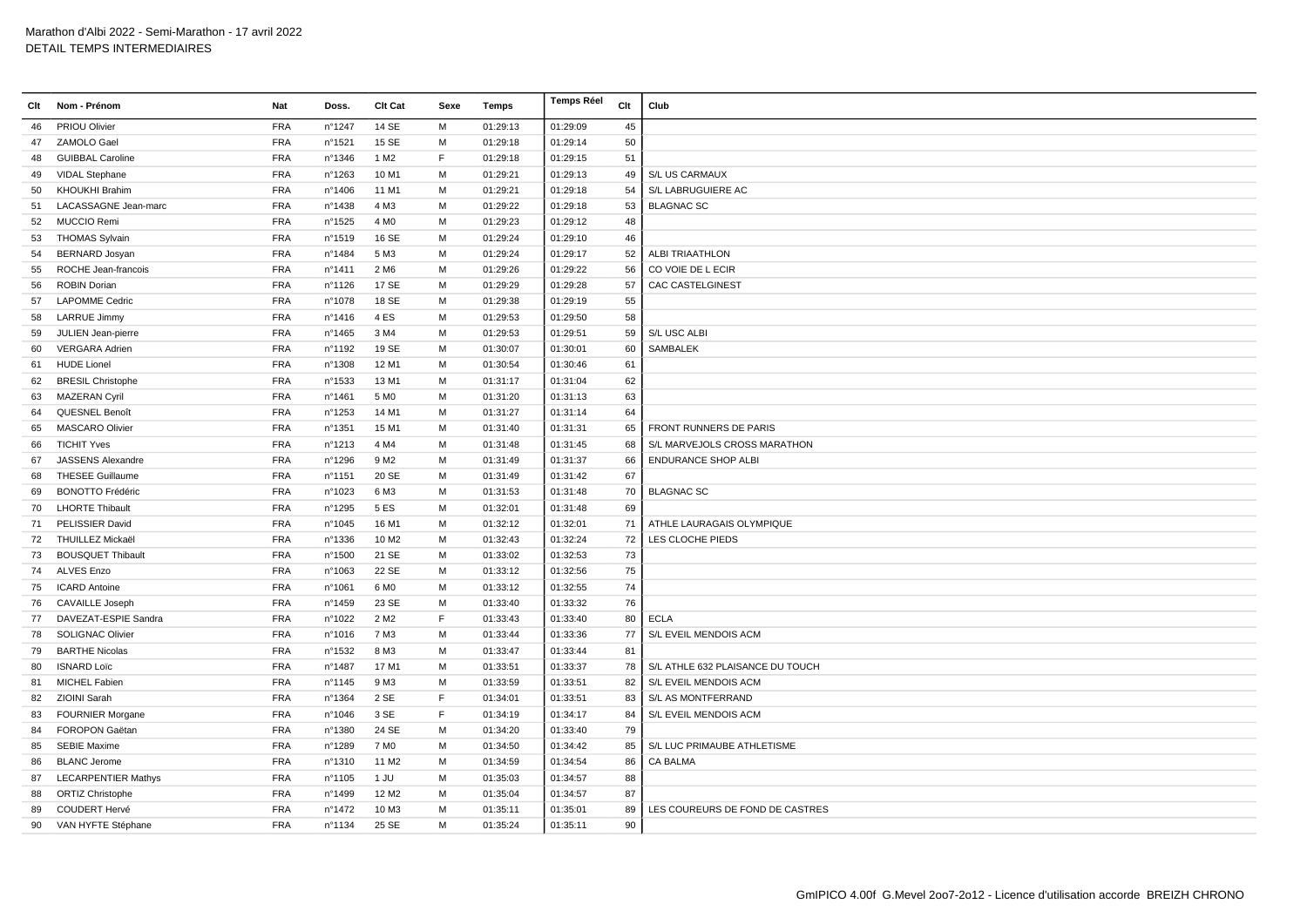Marathon d'Albi 2022 - Semi-Marathon - 17 avril 2022
DETAIL TEMPS INTERMEDIAIRES

| Clt | Nom - Prénom | Nat | Doss. | Clt Cat | Sexe | Temps | Temps Réel | Clt | Club |
|---|---|---|---|---|---|---|---|---|---|
| 46 | PRIOU Olivier | FRA | n°1247 | 14 SE | M | 01:29:13 | 01:29:09 | 45 | |
| 47 | ZAMOLO Gael | FRA | n°1521 | 15 SE | M | 01:29:18 | 01:29:14 | 50 | |
| 48 | GUIBBAL Caroline | FRA | n°1346 | 1 M2 | F | 01:29:18 | 01:29:15 | 51 | |
| 49 | VIDAL Stephane | FRA | n°1263 | 10 M1 | M | 01:29:21 | 01:29:13 | 49 | S/L US CARMAUX |
| 50 | KHOUKHI Brahim | FRA | n°1406 | 11 M1 | M | 01:29:21 | 01:29:18 | 54 | S/L LABRUGUIERE AC |
| 51 | LACASSAGNE Jean-marc | FRA | n°1438 | 4 M3 | M | 01:29:22 | 01:29:18 | 53 | BLAGNAC SC |
| 52 | MUCCIO Remi | FRA | n°1525 | 4 M0 | M | 01:29:23 | 01:29:12 | 48 | |
| 53 | THOMAS Sylvain | FRA | n°1519 | 16 SE | M | 01:29:24 | 01:29:10 | 46 | |
| 54 | BERNARD Josyan | FRA | n°1484 | 5 M3 | M | 01:29:24 | 01:29:17 | 52 | ALBI TRIAATHLON |
| 55 | ROCHE Jean-francois | FRA | n°1411 | 2 M6 | M | 01:29:26 | 01:29:22 | 56 | CO VOIE DE L ECIR |
| 56 | ROBIN Dorian | FRA | n°1126 | 17 SE | M | 01:29:29 | 01:29:28 | 57 | CAC CASTELGINEST |
| 57 | LAPOMME Cedric | FRA | n°1078 | 18 SE | M | 01:29:38 | 01:29:19 | 55 | |
| 58 | LARRUE Jimmy | FRA | n°1416 | 4 ES | M | 01:29:53 | 01:29:50 | 58 | |
| 59 | JULIEN Jean-pierre | FRA | n°1465 | 3 M4 | M | 01:29:53 | 01:29:51 | 59 | S/L USC ALBI |
| 60 | VERGARA Adrien | FRA | n°1192 | 19 SE | M | 01:30:07 | 01:30:01 | 60 | SAMBALEK |
| 61 | HUDE Lionel | FRA | n°1308 | 12 M1 | M | 01:30:54 | 01:30:46 | 61 | |
| 62 | BRESIL Christophe | FRA | n°1533 | 13 M1 | M | 01:31:17 | 01:31:04 | 62 | |
| 63 | MAZERAN Cyril | FRA | n°1461 | 5 M0 | M | 01:31:20 | 01:31:13 | 63 | |
| 64 | QUESNEL Benoît | FRA | n°1253 | 14 M1 | M | 01:31:27 | 01:31:14 | 64 | |
| 65 | MASCARO Olivier | FRA | n°1351 | 15 M1 | M | 01:31:40 | 01:31:31 | 65 | FRONT RUNNERS DE PARIS |
| 66 | TICHIT Yves | FRA | n°1213 | 4 M4 | M | 01:31:48 | 01:31:45 | 68 | S/L MARVEJOLS CROSS MARATHON |
| 67 | JASSENS Alexandre | FRA | n°1296 | 9 M2 | M | 01:31:49 | 01:31:37 | 66 | ENDURANCE SHOP ALBI |
| 68 | THESEE Guillaume | FRA | n°1151 | 20 SE | M | 01:31:49 | 01:31:42 | 67 | |
| 69 | BONOTTO Frédéric | FRA | n°1023 | 6 M3 | M | 01:31:53 | 01:31:48 | 70 | BLAGNAC SC |
| 70 | LHORTE Thibault | FRA | n°1295 | 5 ES | M | 01:32:01 | 01:31:48 | 69 | |
| 71 | PELISSIER David | FRA | n°1045 | 16 M1 | M | 01:32:12 | 01:32:01 | 71 | ATHLE LAURAGAIS OLYMPIQUE |
| 72 | THUILLEZ Mickaël | FRA | n°1336 | 10 M2 | M | 01:32:43 | 01:32:24 | 72 | LES CLOCHE PIEDS |
| 73 | BOUSQUET Thibault | FRA | n°1500 | 21 SE | M | 01:33:02 | 01:32:53 | 73 | |
| 74 | ALVES Enzo | FRA | n°1063 | 22 SE | M | 01:33:12 | 01:32:56 | 75 | |
| 75 | ICARD Antoine | FRA | n°1061 | 6 M0 | M | 01:33:12 | 01:32:55 | 74 | |
| 76 | CAVAILLE Joseph | FRA | n°1459 | 23 SE | M | 01:33:40 | 01:33:32 | 76 | |
| 77 | DAVEZAT-ESPIE Sandra | FRA | n°1022 | 2 M2 | F | 01:33:43 | 01:33:40 | 80 | ECLA |
| 78 | SOLIGNAC Olivier | FRA | n°1016 | 7 M3 | M | 01:33:44 | 01:33:36 | 77 | S/L EVEIL MENDOIS ACM |
| 79 | BARTHE Nicolas | FRA | n°1532 | 8 M3 | M | 01:33:47 | 01:33:44 | 81 | |
| 80 | ISNARD Loïc | FRA | n°1487 | 17 M1 | M | 01:33:51 | 01:33:37 | 78 | S/L ATHLE 632 PLAISANCE DU TOUCH |
| 81 | MICHEL Fabien | FRA | n°1145 | 9 M3 | M | 01:33:59 | 01:33:51 | 82 | S/L EVEIL MENDOIS ACM |
| 82 | ZIOINI Sarah | FRA | n°1364 | 2 SE | F | 01:34:01 | 01:33:51 | 83 | S/L AS MONTFERRAND |
| 83 | FOURNIER Morgane | FRA | n°1046 | 3 SE | F | 01:34:19 | 01:34:17 | 84 | S/L EVEIL MENDOIS ACM |
| 84 | FOROPON Gaëtan | FRA | n°1380 | 24 SE | M | 01:34:20 | 01:33:40 | 79 | |
| 85 | SEBIE Maxime | FRA | n°1289 | 7 M0 | M | 01:34:50 | 01:34:42 | 85 | S/L LUC PRIMAUBE ATHLETISME |
| 86 | BLANC Jerome | FRA | n°1310 | 11 M2 | M | 01:34:59 | 01:34:54 | 86 | CA BALMA |
| 87 | LECARPENTIER Mathys | FRA | n°1105 | 1 JU | M | 01:35:03 | 01:34:57 | 88 | |
| 88 | ORTIZ Christophe | FRA | n°1499 | 12 M2 | M | 01:35:04 | 01:34:57 | 87 | |
| 89 | COUDERT Hervé | FRA | n°1472 | 10 M3 | M | 01:35:11 | 01:35:01 | 89 | LES COUREURS DE FOND DE CASTRES |
| 90 | VAN HYFTE Stéphane | FRA | n°1134 | 25 SE | M | 01:35:24 | 01:35:11 | 90 | |

GmIPICO 4.00f G.Mevel 2oo7-2o12 - Licence d'utilisation accorde BREIZH CHRONO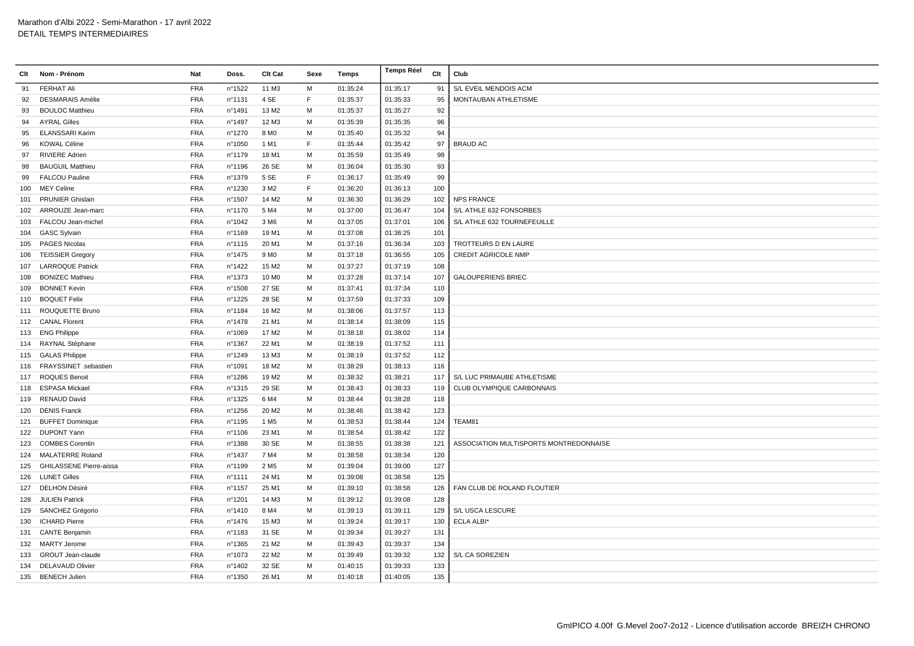Marathon d'Albi 2022 - Semi-Marathon - 17 avril 2022
DETAIL TEMPS INTERMEDIAIRES

| Clt | Nom - Prénom | Nat | Doss. | Clt Cat | Sexe | Temps | Temps Réel | Clt | Club |
|---|---|---|---|---|---|---|---|---|---|
| 91 | FERHAT Ali | FRA | n°1522 | 11 M3 | M | 01:35:24 | 01:35:17 | 91 | S/L EVEIL MENDOIS ACM |
| 92 | DESMARAIS Amélie | FRA | n°1131 | 4 SE | F | 01:35:37 | 01:35:33 | 95 | MONTAUBAN ATHLETISME |
| 93 | BOULOC Matthieu | FRA | n°1491 | 13 M2 | M | 01:35:37 | 01:35:27 | 92 | |
| 94 | AYRAL Gilles | FRA | n°1497 | 12 M3 | M | 01:35:39 | 01:35:35 | 96 | |
| 95 | ELANSSARI Karim | FRA | n°1270 | 8 M0 | M | 01:35:40 | 01:35:32 | 94 | |
| 96 | KOWAL Céline | FRA | n°1050 | 1 M1 | F | 01:35:44 | 01:35:42 | 97 | BRAUD AC |
| 97 | RIVIERE Adrien | FRA | n°1179 | 18 M1 | M | 01:35:59 | 01:35:49 | 98 | |
| 98 | BAUGUIL Matthieu | FRA | n°1196 | 26 SE | M | 01:36:04 | 01:35:30 | 93 | |
| 99 | FALCOU Pauline | FRA | n°1379 | 5 SE | F | 01:36:17 | 01:35:49 | 99 | |
| 100 | MEY Celine | FRA | n°1230 | 3 M2 | F | 01:36:20 | 01:36:13 | 100 | |
| 101 | PRUNIER Ghislain | FRA | n°1507 | 14 M2 | M | 01:36:30 | 01:36:29 | 102 | NPS FRANCE |
| 102 | ARROUZE Jean-marc | FRA | n°1170 | 5 M4 | M | 01:37:00 | 01:36:47 | 104 | S/L ATHLE 632 FONSORBES |
| 103 | FALCOU Jean-michel | FRA | n°1042 | 3 M6 | M | 01:37:05 | 01:37:01 | 106 | S/L ATHLE 632 TOURNEFEUILLE |
| 104 | GASC Sylvain | FRA | n°1169 | 19 M1 | M | 01:37:08 | 01:36:25 | 101 | |
| 105 | PAGES Nicolas | FRA | n°1115 | 20 M1 | M | 01:37:16 | 01:36:34 | 103 | TROTTEURS D EN LAURE |
| 106 | TEISSIER Gregory | FRA | n°1475 | 9 M0 | M | 01:37:18 | 01:36:55 | 105 | CREDIT AGRICOLE NMP |
| 107 | LARROQUE Patrick | FRA | n°1422 | 15 M2 | M | 01:37:27 | 01:37:19 | 108 | |
| 108 | BONIZEC Mathieu | FRA | n°1373 | 10 M0 | M | 01:37:28 | 01:37:14 | 107 | GALOUPERIENS BRIEC |
| 109 | BONNET Kevin | FRA | n°1508 | 27 SE | M | 01:37:41 | 01:37:34 | 110 | |
| 110 | BOQUET Felix | FRA | n°1225 | 28 SE | M | 01:37:59 | 01:37:33 | 109 | |
| 111 | ROUQUETTE Bruno | FRA | n°1184 | 16 M2 | M | 01:38:06 | 01:37:57 | 113 | |
| 112 | CANAL Florent | FRA | n°1478 | 21 M1 | M | 01:38:14 | 01:38:09 | 115 | |
| 113 | ENG Philippe | FRA | n°1069 | 17 M2 | M | 01:38:18 | 01:38:02 | 114 | |
| 114 | RAYNAL Stéphane | FRA | n°1367 | 22 M1 | M | 01:38:19 | 01:37:52 | 111 | |
| 115 | GALAS Philippe | FRA | n°1249 | 13 M3 | M | 01:38:19 | 01:37:52 | 112 | |
| 116 | FRAYSSINET .sebastien | FRA | n°1091 | 18 M2 | M | 01:38:29 | 01:38:13 | 116 | |
| 117 | ROQUES Benoit | FRA | n°1286 | 19 M2 | M | 01:38:32 | 01:38:21 | 117 | S/L LUC PRIMAUBE ATHLETISME |
| 118 | ESPASA Mickael | FRA | n°1315 | 29 SE | M | 01:38:43 | 01:38:33 | 119 | CLUB OLYMPIQUE CARBONNAIS |
| 119 | RENAUD David | FRA | n°1325 | 6 M4 | M | 01:38:44 | 01:38:28 | 118 | |
| 120 | DENIS Franck | FRA | n°1256 | 20 M2 | M | 01:38:46 | 01:38:42 | 123 | |
| 121 | BUFFET Dominique | FRA | n°1195 | 1 M5 | M | 01:38:53 | 01:38:44 | 124 | TEAM81 |
| 122 | DUPONT Yann | FRA | n°1106 | 23 M1 | M | 01:38:54 | 01:38:42 | 122 | |
| 123 | COMBES Corentin | FRA | n°1388 | 30 SE | M | 01:38:55 | 01:38:38 | 121 | ASSOCIATION MULTISPORTS MONTREDONNAISE |
| 124 | MALATERRE Roland | FRA | n°1437 | 7 M4 | M | 01:38:58 | 01:38:34 | 120 | |
| 125 | GHILASSENE Pierre-aissa | FRA | n°1199 | 2 M5 | M | 01:39:04 | 01:39:00 | 127 | |
| 126 | LUNET Gilles | FRA | n°1111 | 24 M1 | M | 01:39:08 | 01:38:58 | 125 | |
| 127 | DELHON Désiré | FRA | n°1157 | 25 M1 | M | 01:39:10 | 01:38:58 | 126 | FAN CLUB DE ROLAND FLOUTIER |
| 128 | JULIEN Patrick | FRA | n°1201 | 14 M3 | M | 01:39:12 | 01:39:08 | 128 | |
| 129 | SANCHEZ Grégorio | FRA | n°1410 | 8 M4 | M | 01:39:13 | 01:39:11 | 129 | S/L USCA LESCURE |
| 130 | ICHARD Pierre | FRA | n°1476 | 15 M3 | M | 01:39:24 | 01:39:17 | 130 | ECLA ALBI* |
| 131 | CANTE Benjamin | FRA | n°1183 | 31 SE | M | 01:39:34 | 01:39:27 | 131 | |
| 132 | MARTY Jerome | FRA | n°1365 | 21 M2 | M | 01:39:43 | 01:39:37 | 134 | |
| 133 | GROUT Jean-claude | FRA | n°1073 | 22 M2 | M | 01:39:49 | 01:39:32 | 132 | S/L CA SOREZIEN |
| 134 | DELAVAUD Olivier | FRA | n°1402 | 32 SE | M | 01:40:15 | 01:39:33 | 133 | |
| 135 | BENECH Julien | FRA | n°1350 | 26 M1 | M | 01:40:18 | 01:40:05 | 135 | |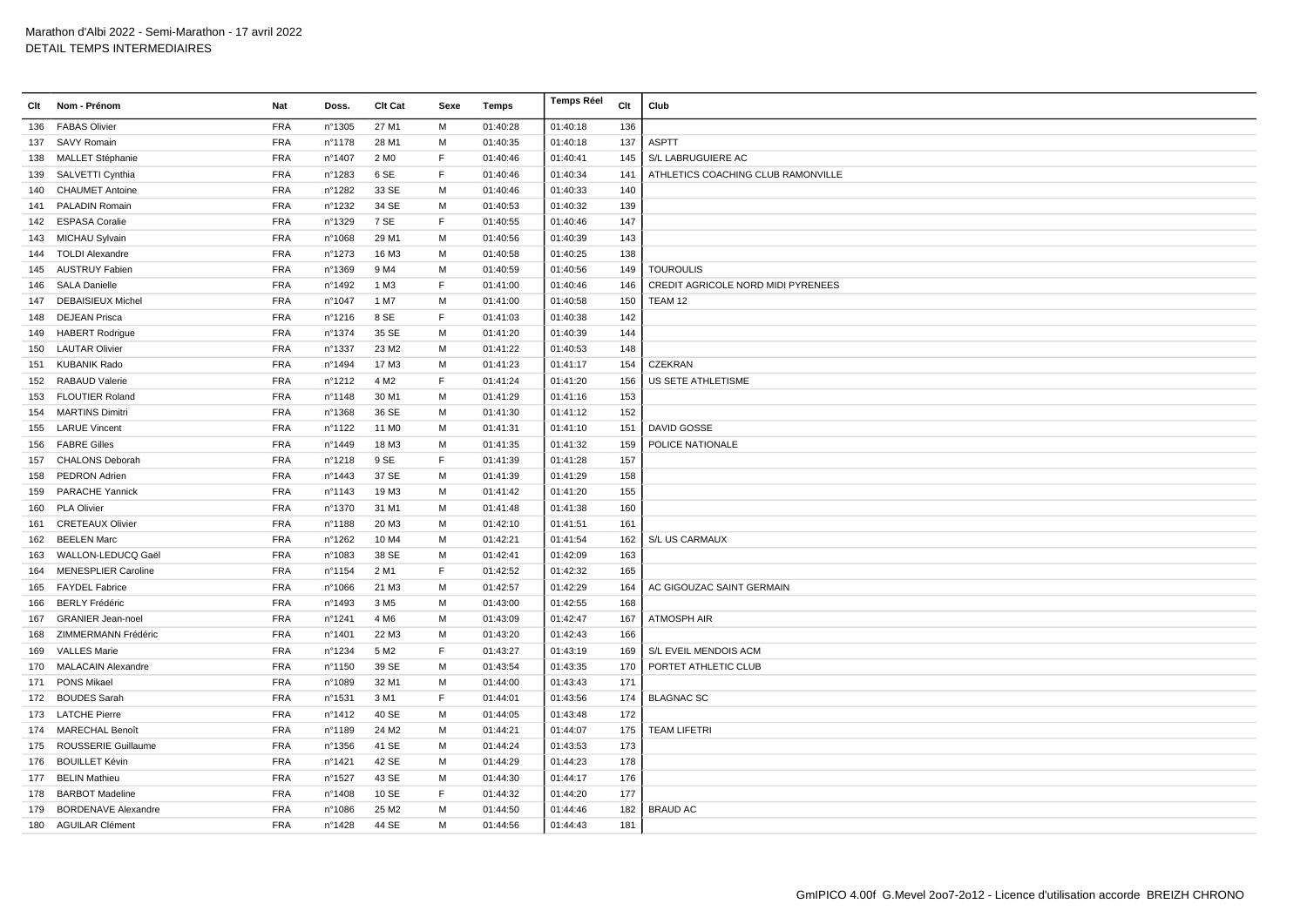Marathon d'Albi 2022 - Semi-Marathon - 17 avril 2022
DETAIL TEMPS INTERMEDIAIRES

| Clt | Nom - Prénom | Nat | Doss. | Clt Cat | Sexe | Temps | Temps Réel | Clt | Club |
|---|---|---|---|---|---|---|---|---|---|
| 136 | FABAS Olivier | FRA | n°1305 | 27 M1 | M | 01:40:28 | 01:40:18 | 136 | |
| 137 | SAVY Romain | FRA | n°1178 | 28 M1 | M | 01:40:35 | 01:40:18 | 137 | ASPTT |
| 138 | MALLET Stéphanie | FRA | n°1407 | 2 M0 | F | 01:40:46 | 01:40:41 | 145 | S/L LABRUGUIERE AC |
| 139 | SALVETTI Cynthia | FRA | n°1283 | 6 SE | F | 01:40:46 | 01:40:34 | 141 | ATHLETICS COACHING CLUB RAMONVILLE |
| 140 | CHAUMET Antoine | FRA | n°1282 | 33 SE | M | 01:40:46 | 01:40:33 | 140 | |
| 141 | PALADIN Romain | FRA | n°1232 | 34 SE | M | 01:40:53 | 01:40:32 | 139 | |
| 142 | ESPASA Coralie | FRA | n°1329 | 7 SE | F | 01:40:55 | 01:40:46 | 147 | |
| 143 | MICHAU Sylvain | FRA | n°1068 | 29 M1 | M | 01:40:56 | 01:40:39 | 143 | |
| 144 | TOLDI Alexandre | FRA | n°1273 | 16 M3 | M | 01:40:58 | 01:40:25 | 138 | |
| 145 | AUSTRUY Fabien | FRA | n°1369 | 9 M4 | M | 01:40:59 | 01:40:56 | 149 | TOUROULIS |
| 146 | SALA Danielle | FRA | n°1492 | 1 M3 | F | 01:41:00 | 01:40:46 | 146 | CREDIT AGRICOLE NORD MIDI PYRENEES |
| 147 | DEBAISIEUX Michel | FRA | n°1047 | 1 M7 | M | 01:41:00 | 01:40:58 | 150 | TEAM 12 |
| 148 | DEJEAN Prisca | FRA | n°1216 | 8 SE | F | 01:41:03 | 01:40:38 | 142 | |
| 149 | HABERT Rodrigue | FRA | n°1374 | 35 SE | M | 01:41:20 | 01:40:39 | 144 | |
| 150 | LAUTAR Olivier | FRA | n°1337 | 23 M2 | M | 01:41:22 | 01:40:53 | 148 | |
| 151 | KUBANIK Rado | FRA | n°1494 | 17 M3 | M | 01:41:23 | 01:41:17 | 154 | CZEKRAN |
| 152 | RABAUD Valerie | FRA | n°1212 | 4 M2 | F | 01:41:24 | 01:41:20 | 156 | US SETE ATHLETISME |
| 153 | FLOUTIER Roland | FRA | n°1148 | 30 M1 | M | 01:41:29 | 01:41:16 | 153 | |
| 154 | MARTINS Dimitri | FRA | n°1368 | 36 SE | M | 01:41:30 | 01:41:12 | 152 | |
| 155 | LARUE Vincent | FRA | n°1122 | 11 M0 | M | 01:41:31 | 01:41:10 | 151 | DAVID GOSSE |
| 156 | FABRE Gilles | FRA | n°1449 | 18 M3 | M | 01:41:35 | 01:41:32 | 159 | POLICE NATIONALE |
| 157 | CHALONS Deborah | FRA | n°1218 | 9 SE | F | 01:41:39 | 01:41:28 | 157 | |
| 158 | PEDRON Adrien | FRA | n°1443 | 37 SE | M | 01:41:39 | 01:41:29 | 158 | |
| 159 | PARACHE Yannick | FRA | n°1143 | 19 M3 | M | 01:41:42 | 01:41:20 | 155 | |
| 160 | PLA Olivier | FRA | n°1370 | 31 M1 | M | 01:41:48 | 01:41:38 | 160 | |
| 161 | CRETEAUX Olivier | FRA | n°1188 | 20 M3 | M | 01:42:10 | 01:41:51 | 161 | |
| 162 | BEELEN Marc | FRA | n°1262 | 10 M4 | M | 01:42:21 | 01:41:54 | 162 | S/L US CARMAUX |
| 163 | WALLON-LEDUCQ Gaël | FRA | n°1083 | 38 SE | M | 01:42:41 | 01:42:09 | 163 | |
| 164 | MENESPLIER Caroline | FRA | n°1154 | 2 M1 | F | 01:42:52 | 01:42:32 | 165 | |
| 165 | FAYDEL Fabrice | FRA | n°1066 | 21 M3 | M | 01:42:57 | 01:42:29 | 164 | AC GIGOUZAC SAINT GERMAIN |
| 166 | BERLY Frédéric | FRA | n°1493 | 3 M5 | M | 01:43:00 | 01:42:55 | 168 | |
| 167 | GRANIER Jean-noel | FRA | n°1241 | 4 M6 | M | 01:43:09 | 01:42:47 | 167 | ATMOSPH AIR |
| 168 | ZIMMERMANN Frédéric | FRA | n°1401 | 22 M3 | M | 01:43:20 | 01:42:43 | 166 | |
| 169 | VALLES Marie | FRA | n°1234 | 5 M2 | F | 01:43:27 | 01:43:19 | 169 | S/L EVEIL MENDOIS ACM |
| 170 | MALACAIN Alexandre | FRA | n°1150 | 39 SE | M | 01:43:54 | 01:43:35 | 170 | PORTET ATHLETIC CLUB |
| 171 | PONS Mikael | FRA | n°1089 | 32 M1 | M | 01:44:00 | 01:43:43 | 171 | |
| 172 | BOUDES Sarah | FRA | n°1531 | 3 M1 | F | 01:44:01 | 01:43:56 | 174 | BLAGNAC SC |
| 173 | LATCHE Pierre | FRA | n°1412 | 40 SE | M | 01:44:05 | 01:43:48 | 172 | |
| 174 | MARECHAL Benoît | FRA | n°1189 | 24 M2 | M | 01:44:21 | 01:44:07 | 175 | TEAM LIFETRI |
| 175 | ROUSSERIE Guillaume | FRA | n°1356 | 41 SE | M | 01:44:24 | 01:43:53 | 173 | |
| 176 | BOUILLET Kévin | FRA | n°1421 | 42 SE | M | 01:44:29 | 01:44:23 | 178 | |
| 177 | BELIN Mathieu | FRA | n°1527 | 43 SE | M | 01:44:30 | 01:44:17 | 176 | |
| 178 | BARBOT Madeline | FRA | n°1408 | 10 SE | F | 01:44:32 | 01:44:20 | 177 | |
| 179 | BORDENAVE Alexandre | FRA | n°1086 | 25 M2 | M | 01:44:50 | 01:44:46 | 182 | BRAUD AC |
| 180 | AGUILAR Clément | FRA | n°1428 | 44 SE | M | 01:44:56 | 01:44:43 | 181 | |

GmIPICO 4.00f G.Mevel 2oo7-2o12 - Licence d'utilisation accorde BREIZH CHRONO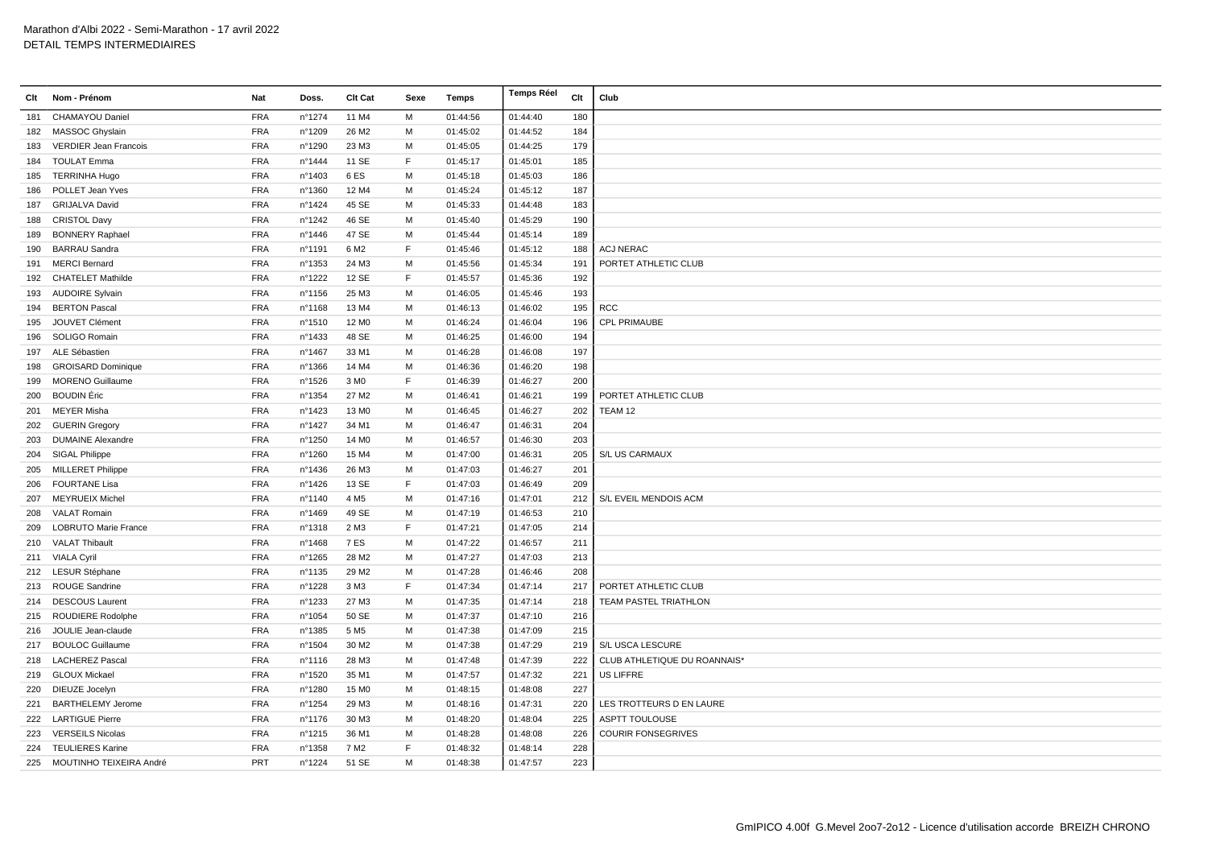Marathon d'Albi 2022 - Semi-Marathon - 17 avril 2022
DETAIL TEMPS INTERMEDIAIRES

| Clt | Nom - Prénom | Nat | Doss. | Clt Cat | Sexe | Temps | Temps Réel | Clt | Club |
|---|---|---|---|---|---|---|---|---|---|
| 181 | CHAMAYOU Daniel | FRA | n°1274 | 11 M4 | M | 01:44:56 | 01:44:40 | 180 | |
| 182 | MASSOC Ghyslain | FRA | n°1209 | 26 M2 | M | 01:45:02 | 01:44:52 | 184 | |
| 183 | VERDIER Jean Francois | FRA | n°1290 | 23 M3 | M | 01:45:05 | 01:44:25 | 179 | |
| 184 | TOULAT Emma | FRA | n°1444 | 11 SE | F | 01:45:17 | 01:45:01 | 185 | |
| 185 | TERRINHA Hugo | FRA | n°1403 | 6 ES | M | 01:45:18 | 01:45:03 | 186 | |
| 186 | POLLET Jean Yves | FRA | n°1360 | 12 M4 | M | 01:45:24 | 01:45:12 | 187 | |
| 187 | GRIJALVA David | FRA | n°1424 | 45 SE | M | 01:45:33 | 01:44:48 | 183 | |
| 188 | CRISTOL Davy | FRA | n°1242 | 46 SE | M | 01:45:40 | 01:45:29 | 190 | |
| 189 | BONNERY Raphael | FRA | n°1446 | 47 SE | M | 01:45:44 | 01:45:14 | 189 | |
| 190 | BARRAU Sandra | FRA | n°1191 | 6 M2 | F | 01:45:46 | 01:45:12 | 188 | ACJ NERAC |
| 191 | MERCI Bernard | FRA | n°1353 | 24 M3 | M | 01:45:56 | 01:45:34 | 191 | PORTET ATHLETIC CLUB |
| 192 | CHATELET Mathilde | FRA | n°1222 | 12 SE | F | 01:45:57 | 01:45:36 | 192 | |
| 193 | AUDOIRE Sylvain | FRA | n°1156 | 25 M3 | M | 01:46:05 | 01:45:46 | 193 | |
| 194 | BERTON Pascal | FRA | n°1168 | 13 M4 | M | 01:46:13 | 01:46:02 | 195 | RCC |
| 195 | JOUVET Clément | FRA | n°1510 | 12 M0 | M | 01:46:24 | 01:46:04 | 196 | CPL PRIMAUBE |
| 196 | SOLIGO Romain | FRA | n°1433 | 48 SE | M | 01:46:25 | 01:46:00 | 194 | |
| 197 | ALE Sébastien | FRA | n°1467 | 33 M1 | M | 01:46:28 | 01:46:08 | 197 | |
| 198 | GROISARD Dominique | FRA | n°1366 | 14 M4 | M | 01:46:36 | 01:46:20 | 198 | |
| 199 | MORENO Guillaume | FRA | n°1526 | 3 M0 | F | 01:46:39 | 01:46:27 | 200 | |
| 200 | BOUDIN Éric | FRA | n°1354 | 27 M2 | M | 01:46:41 | 01:46:21 | 199 | PORTET ATHLETIC CLUB |
| 201 | MEYER Misha | FRA | n°1423 | 13 M0 | M | 01:46:45 | 01:46:27 | 202 | TEAM 12 |
| 202 | GUERIN Gregory | FRA | n°1427 | 34 M1 | M | 01:46:47 | 01:46:31 | 204 | |
| 203 | DUMAINE Alexandre | FRA | n°1250 | 14 M0 | M | 01:46:57 | 01:46:30 | 203 | |
| 204 | SIGAL Philippe | FRA | n°1260 | 15 M4 | M | 01:47:00 | 01:46:31 | 205 | S/L US CARMAUX |
| 205 | MILLERET Philippe | FRA | n°1436 | 26 M3 | M | 01:47:03 | 01:46:27 | 201 | |
| 206 | FOURTANE Lisa | FRA | n°1426 | 13 SE | F | 01:47:03 | 01:46:49 | 209 | |
| 207 | MEYRUEIX Michel | FRA | n°1140 | 4 M5 | M | 01:47:16 | 01:47:01 | 212 | S/L EVEIL MENDOIS ACM |
| 208 | VALAT Romain | FRA | n°1469 | 49 SE | M | 01:47:19 | 01:46:53 | 210 | |
| 209 | LOBRUTO Marie France | FRA | n°1318 | 2 M3 | F | 01:47:21 | 01:47:05 | 214 | |
| 210 | VALAT Thibault | FRA | n°1468 | 7 ES | M | 01:47:22 | 01:46:57 | 211 | |
| 211 | VIALA Cyril | FRA | n°1265 | 28 M2 | M | 01:47:27 | 01:47:03 | 213 | |
| 212 | LESUR Stéphane | FRA | n°1135 | 29 M2 | M | 01:47:28 | 01:46:46 | 208 | |
| 213 | ROUGE Sandrine | FRA | n°1228 | 3 M3 | F | 01:47:34 | 01:47:14 | 217 | PORTET ATHLETIC CLUB |
| 214 | DESCOUS Laurent | FRA | n°1233 | 27 M3 | M | 01:47:35 | 01:47:14 | 218 | TEAM PASTEL TRIATHLON |
| 215 | ROUDIERE Rodolphe | FRA | n°1054 | 50 SE | M | 01:47:37 | 01:47:10 | 216 | |
| 216 | JOULIE Jean-claude | FRA | n°1385 | 5 M5 | M | 01:47:38 | 01:47:09 | 215 | |
| 217 | BOULOC Guillaume | FRA | n°1504 | 30 M2 | M | 01:47:38 | 01:47:29 | 219 | S/L USCA LESCURE |
| 218 | LACHEREZ Pascal | FRA | n°1116 | 28 M3 | M | 01:47:48 | 01:47:39 | 222 | CLUB ATHLETIQUE DU ROANNAIS* |
| 219 | GLOUX Mickael | FRA | n°1520 | 35 M1 | M | 01:47:57 | 01:47:32 | 221 | US LIFFRE |
| 220 | DIEUZE Jocelyn | FRA | n°1280 | 15 M0 | M | 01:48:15 | 01:48:08 | 227 | |
| 221 | BARTHELEMY Jerome | FRA | n°1254 | 29 M3 | M | 01:48:16 | 01:47:31 | 220 | LES TROTTEURS D EN LAURE |
| 222 | LARTIGUE Pierre | FRA | n°1176 | 30 M3 | M | 01:48:20 | 01:48:04 | 225 | ASPTT TOULOUSE |
| 223 | VERSEILS Nicolas | FRA | n°1215 | 36 M1 | M | 01:48:28 | 01:48:08 | 226 | COURIR FONSEGRIVES |
| 224 | TEULIERES Karine | FRA | n°1358 | 7 M2 | F | 01:48:32 | 01:48:14 | 228 | |
| 225 | MOUTINHO TEIXEIRA André | PRT | n°1224 | 51 SE | M | 01:48:38 | 01:47:57 | 223 | |

GmIPICO 4.00f G.Mevel 2oo7-2o12 - Licence d'utilisation accorde BREIZH CHRONO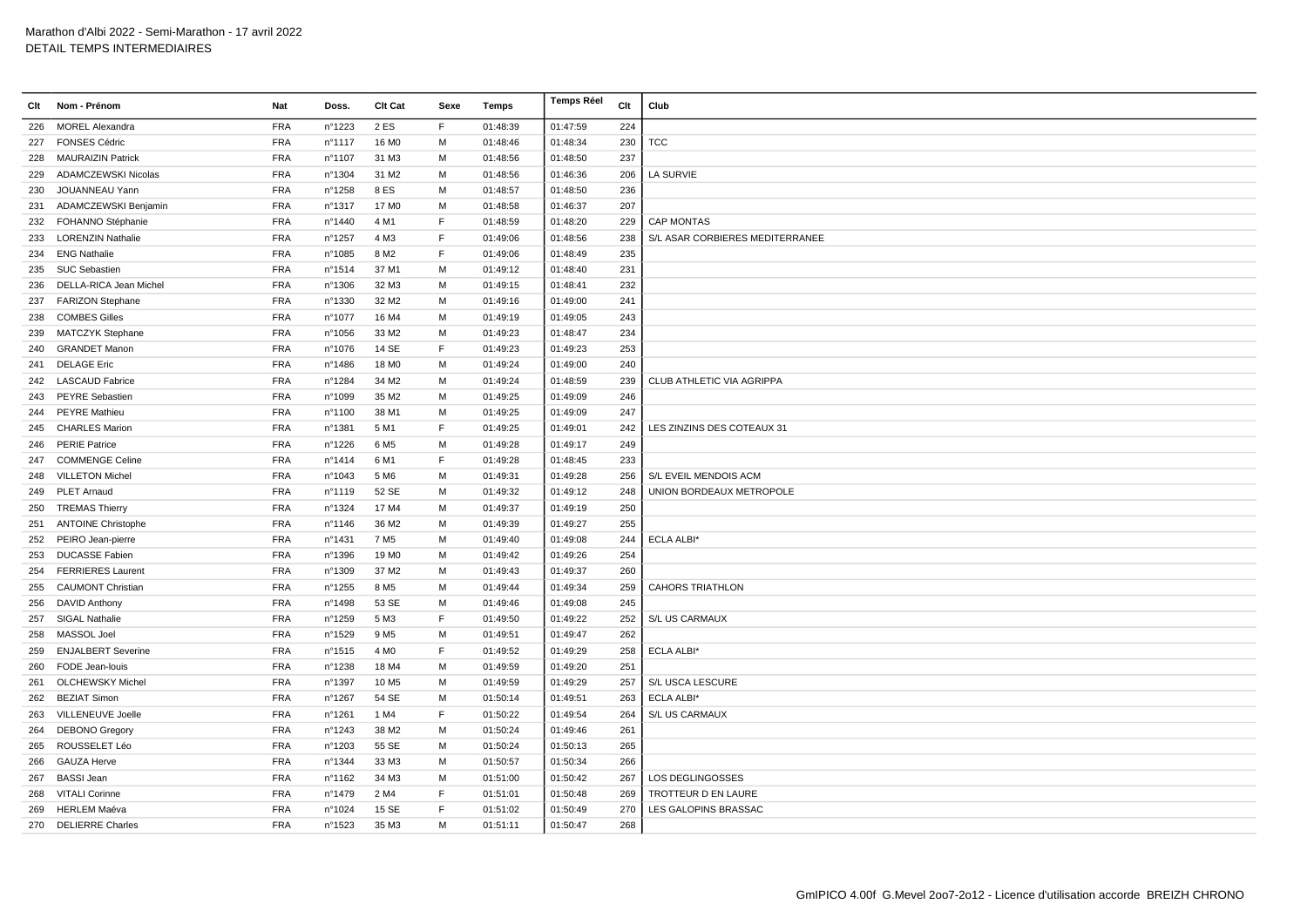Marathon d'Albi 2022 - Semi-Marathon - 17 avril 2022
DETAIL TEMPS INTERMEDIAIRES

| Clt | Nom - Prénom | Nat | Doss. | Clt Cat | Sexe | Temps | Temps Réel | Clt | Club |
|---|---|---|---|---|---|---|---|---|---|
| 226 | MOREL Alexandra | FRA | n°1223 | 2 ES | F | 01:48:39 | 01:47:59 | 224 | |
| 227 | FONSES Cédric | FRA | n°1117 | 16 M0 | M | 01:48:46 | 01:48:34 | 230 | TCC |
| 228 | MAURAIZIN Patrick | FRA | n°1107 | 31 M3 | M | 01:48:56 | 01:48:50 | 237 | |
| 229 | ADAMCZEWSKI Nicolas | FRA | n°1304 | 31 M2 | M | 01:48:56 | 01:46:36 | 206 | LA SURVIE |
| 230 | JOUANNEAU Yann | FRA | n°1258 | 8 ES | M | 01:48:57 | 01:48:50 | 236 | |
| 231 | ADAMCZEWSKI Benjamin | FRA | n°1317 | 17 M0 | M | 01:48:58 | 01:46:37 | 207 | |
| 232 | FOHANNO Stéphanie | FRA | n°1440 | 4 M1 | F | 01:48:59 | 01:48:20 | 229 | CAP MONTAS |
| 233 | LORENZIN Nathalie | FRA | n°1257 | 4 M3 | F | 01:49:06 | 01:48:56 | 238 | S/L ASAR CORBIERES MEDITERRANEE |
| 234 | ENG Nathalie | FRA | n°1085 | 8 M2 | F | 01:49:06 | 01:48:49 | 235 | |
| 235 | SUC Sebastien | FRA | n°1514 | 37 M1 | M | 01:49:12 | 01:48:40 | 231 | |
| 236 | DELLA-RICA Jean Michel | FRA | n°1306 | 32 M3 | M | 01:49:15 | 01:48:41 | 232 | |
| 237 | FARIZON Stephane | FRA | n°1330 | 32 M2 | M | 01:49:16 | 01:49:00 | 241 | |
| 238 | COMBES Gilles | FRA | n°1077 | 16 M4 | M | 01:49:19 | 01:49:05 | 243 | |
| 239 | MATCZYK Stephane | FRA | n°1056 | 33 M2 | M | 01:49:23 | 01:48:47 | 234 | |
| 240 | GRANDET Manon | FRA | n°1076 | 14 SE | F | 01:49:23 | 01:49:23 | 253 | |
| 241 | DELAGE Eric | FRA | n°1486 | 18 M0 | M | 01:49:24 | 01:49:00 | 240 | |
| 242 | LASCAUD Fabrice | FRA | n°1284 | 34 M2 | M | 01:49:24 | 01:48:59 | 239 | CLUB ATHLETIC VIA AGRIPPA |
| 243 | PEYRE Sebastien | FRA | n°1099 | 35 M2 | M | 01:49:25 | 01:49:09 | 246 | |
| 244 | PEYRE Mathieu | FRA | n°1100 | 38 M1 | M | 01:49:25 | 01:49:09 | 247 | |
| 245 | CHARLES Marion | FRA | n°1381 | 5 M1 | F | 01:49:25 | 01:49:01 | 242 | LES ZINZINS DES COTEAUX 31 |
| 246 | PERIE Patrice | FRA | n°1226 | 6 M5 | M | 01:49:28 | 01:49:17 | 249 | |
| 247 | COMMENGE Celine | FRA | n°1414 | 6 M1 | F | 01:49:28 | 01:48:45 | 233 | |
| 248 | VILLETON Michel | FRA | n°1043 | 5 M6 | M | 01:49:31 | 01:49:28 | 256 | S/L EVEIL MENDOIS ACM |
| 249 | PLET Arnaud | FRA | n°1119 | 52 SE | M | 01:49:32 | 01:49:12 | 248 | UNION BORDEAUX METROPOLE |
| 250 | TREMAS Thierry | FRA | n°1324 | 17 M4 | M | 01:49:37 | 01:49:19 | 250 | |
| 251 | ANTOINE Christophe | FRA | n°1146 | 36 M2 | M | 01:49:39 | 01:49:27 | 255 | |
| 252 | PEIRO Jean-pierre | FRA | n°1431 | 7 M5 | M | 01:49:40 | 01:49:08 | 244 | ECLA ALBI* |
| 253 | DUCASSE Fabien | FRA | n°1396 | 19 M0 | M | 01:49:42 | 01:49:26 | 254 | |
| 254 | FERRIERES Laurent | FRA | n°1309 | 37 M2 | M | 01:49:43 | 01:49:37 | 260 | |
| 255 | CAUMONT Christian | FRA | n°1255 | 8 M5 | M | 01:49:44 | 01:49:34 | 259 | CAHORS TRIATHLON |
| 256 | DAVID Anthony | FRA | n°1498 | 53 SE | M | 01:49:46 | 01:49:08 | 245 | |
| 257 | SIGAL Nathalie | FRA | n°1259 | 5 M3 | F | 01:49:50 | 01:49:22 | 252 | S/L US CARMAUX |
| 258 | MASSOL Joel | FRA | n°1529 | 9 M5 | M | 01:49:51 | 01:49:47 | 262 | |
| 259 | ENJALBERT Severine | FRA | n°1515 | 4 M0 | F | 01:49:52 | 01:49:29 | 258 | ECLA ALBI* |
| 260 | FODE Jean-louis | FRA | n°1238 | 18 M4 | M | 01:49:59 | 01:49:20 | 251 | |
| 261 | OLCHEWSKY Michel | FRA | n°1397 | 10 M5 | M | 01:49:59 | 01:49:29 | 257 | S/L USCA LESCURE |
| 262 | BEZIAT Simon | FRA | n°1267 | 54 SE | M | 01:50:14 | 01:49:51 | 263 | ECLA ALBI* |
| 263 | VILLENEUVE Joelle | FRA | n°1261 | 1 M4 | F | 01:50:22 | 01:49:54 | 264 | S/L US CARMAUX |
| 264 | DEBONO Gregory | FRA | n°1243 | 38 M2 | M | 01:50:24 | 01:49:46 | 261 | |
| 265 | ROUSSELET Léo | FRA | n°1203 | 55 SE | M | 01:50:24 | 01:50:13 | 265 | |
| 266 | GAUZA Herve | FRA | n°1344 | 33 M3 | M | 01:50:57 | 01:50:34 | 266 | |
| 267 | BASSI Jean | FRA | n°1162 | 34 M3 | M | 01:51:00 | 01:50:42 | 267 | LOS DEGLINGOSSES |
| 268 | VITALI Corinne | FRA | n°1479 | 2 M4 | F | 01:51:01 | 01:50:48 | 269 | TROTTEUR D EN LAURE |
| 269 | HERLEM Maéva | FRA | n°1024 | 15 SE | F | 01:51:02 | 01:50:49 | 270 | LES GALOPINS BRASSAC |
| 270 | DELIERRE Charles | FRA | n°1523 | 35 M3 | M | 01:51:11 | 01:50:47 | 268 | |

GmIPICO 4.00f G.Mevel 2oo7-2o12 - Licence d'utilisation accorde BREIZH CHRONO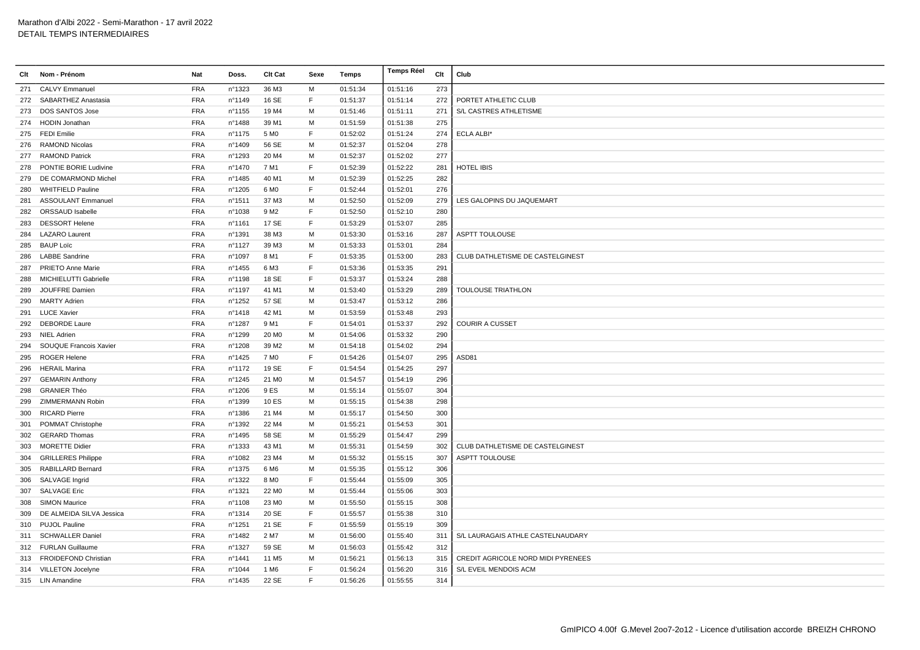| Clt | Nom - Prénom | Nat | Doss. | Clt Cat | Sexe | Temps | Temps Réel | Clt | Club |
|---|---|---|---|---|---|---|---|---|---|
| 271 | CALVY Emmanuel | FRA | n°1323 | 36 M3 | M | 01:51:34 | 01:51:16 | 273 | |
| 272 | SABARTHEZ Anastasia | FRA | n°1149 | 16 SE | F | 01:51:37 | 01:51:14 | 272 | PORTET ATHLETIC CLUB |
| 273 | DOS SANTOS Jose | FRA | n°1155 | 19 M4 | M | 01:51:46 | 01:51:11 | 271 | S/L CASTRES ATHLETISME |
| 274 | HODIN Jonathan | FRA | n°1488 | 39 M1 | M | 01:51:59 | 01:51:38 | 275 | |
| 275 | FEDI Emilie | FRA | n°1175 | 5 M0 | F | 01:52:02 | 01:51:24 | 274 | ECLA ALBI* |
| 276 | RAMOND Nicolas | FRA | n°1409 | 56 SE | M | 01:52:37 | 01:52:04 | 278 | |
| 277 | RAMOND Patrick | FRA | n°1293 | 20 M4 | M | 01:52:37 | 01:52:02 | 277 | |
| 278 | PONTIE BORIE Ludivine | FRA | n°1470 | 7 M1 | F | 01:52:39 | 01:52:22 | 281 | HOTEL IBIS |
| 279 | DE COMARMOND Michel | FRA | n°1485 | 40 M1 | M | 01:52:39 | 01:52:25 | 282 | |
| 280 | WHITFIELD Pauline | FRA | n°1205 | 6 M0 | F | 01:52:44 | 01:52:01 | 276 | |
| 281 | ASSOULANT Emmanuel | FRA | n°1511 | 37 M3 | M | 01:52:50 | 01:52:09 | 279 | LES GALOPINS DU JAQUEMART |
| 282 | ORSSAUD Isabelle | FRA | n°1038 | 9 M2 | F | 01:52:50 | 01:52:10 | 280 | |
| 283 | DESSORT Helene | FRA | n°1161 | 17 SE | F | 01:53:29 | 01:53:07 | 285 | |
| 284 | LAZARO Laurent | FRA | n°1391 | 38 M3 | M | 01:53:30 | 01:53:16 | 287 | ASPTT TOULOUSE |
| 285 | BAUP Loïc | FRA | n°1127 | 39 M3 | M | 01:53:33 | 01:53:01 | 284 | |
| 286 | LABBE Sandrine | FRA | n°1097 | 8 M1 | F | 01:53:35 | 01:53:00 | 283 | CLUB DATHLETISME DE CASTELGINEST |
| 287 | PRIETO Anne Marie | FRA | n°1455 | 6 M3 | F | 01:53:36 | 01:53:35 | 291 | |
| 288 | MICHIELUTTI Gabrielle | FRA | n°1198 | 18 SE | F | 01:53:37 | 01:53:24 | 288 | |
| 289 | JOUFFRE Damien | FRA | n°1197 | 41 M1 | M | 01:53:40 | 01:53:29 | 289 | TOULOUSE TRIATHLON |
| 290 | MARTY Adrien | FRA | n°1252 | 57 SE | M | 01:53:47 | 01:53:12 | 286 | |
| 291 | LUCE Xavier | FRA | n°1418 | 42 M1 | M | 01:53:59 | 01:53:48 | 293 | |
| 292 | DEBORDE Laure | FRA | n°1287 | 9 M1 | F | 01:54:01 | 01:53:37 | 292 | COURIR A CUSSET |
| 293 | NIEL Adrien | FRA | n°1299 | 20 M0 | M | 01:54:06 | 01:53:32 | 290 | |
| 294 | SOUQUE Francois Xavier | FRA | n°1208 | 39 M2 | M | 01:54:18 | 01:54:02 | 294 | |
| 295 | ROGER Helene | FRA | n°1425 | 7 M0 | F | 01:54:26 | 01:54:07 | 295 | ASD81 |
| 296 | HERAIL Marina | FRA | n°1172 | 19 SE | F | 01:54:54 | 01:54:25 | 297 | |
| 297 | GEMARIN Anthony | FRA | n°1245 | 21 M0 | M | 01:54:57 | 01:54:19 | 296 | |
| 298 | GRANIER Théo | FRA | n°1206 | 9 ES | M | 01:55:14 | 01:55:07 | 304 | |
| 299 | ZIMMERMANN Robin | FRA | n°1399 | 10 ES | M | 01:55:15 | 01:54:38 | 298 | |
| 300 | RICARD Pierre | FRA | n°1386 | 21 M4 | M | 01:55:17 | 01:54:50 | 300 | |
| 301 | POMMAT Christophe | FRA | n°1392 | 22 M4 | M | 01:55:21 | 01:54:53 | 301 | |
| 302 | GERARD Thomas | FRA | n°1495 | 58 SE | M | 01:55:29 | 01:54:47 | 299 | |
| 303 | MORETTE Didier | FRA | n°1333 | 43 M1 | M | 01:55:31 | 01:54:59 | 302 | CLUB DATHLETISME DE CASTELGINEST |
| 304 | GRILLERES Philippe | FRA | n°1082 | 23 M4 | M | 01:55:32 | 01:55:15 | 307 | ASPTT TOULOUSE |
| 305 | RABILLARD Bernard | FRA | n°1375 | 6 M6 | M | 01:55:35 | 01:55:12 | 306 | |
| 306 | SALVAGE Ingrid | FRA | n°1322 | 8 M0 | F | 01:55:44 | 01:55:09 | 305 | |
| 307 | SALVAGE Eric | FRA | n°1321 | 22 M0 | M | 01:55:44 | 01:55:06 | 303 | |
| 308 | SIMON Maurice | FRA | n°1108 | 23 M0 | M | 01:55:50 | 01:55:15 | 308 | |
| 309 | DE ALMEIDA SILVA Jessica | FRA | n°1314 | 20 SE | F | 01:55:57 | 01:55:38 | 310 | |
| 310 | PUJOL Pauline | FRA | n°1251 | 21 SE | F | 01:55:59 | 01:55:19 | 309 | |
| 311 | SCHWALLER Daniel | FRA | n°1482 | 2 M7 | M | 01:56:00 | 01:55:40 | 311 | S/L LAURAGAIS ATHLE CASTELNAUDARY |
| 312 | FURLAN Guillaume | FRA | n°1327 | 59 SE | M | 01:56:03 | 01:55:42 | 312 | |
| 313 | FROIDEFOND Christian | FRA | n°1441 | 11 M5 | M | 01:56:21 | 01:56:13 | 315 | CREDIT AGRICOLE NORD MIDI PYRENEES |
| 314 | VILLETON Jocelyne | FRA | n°1044 | 1 M6 | F | 01:56:24 | 01:56:20 | 316 | S/L EVEIL MENDOIS ACM |
| 315 | LIN Amandine | FRA | n°1435 | 22 SE | F | 01:56:26 | 01:55:55 | 314 | |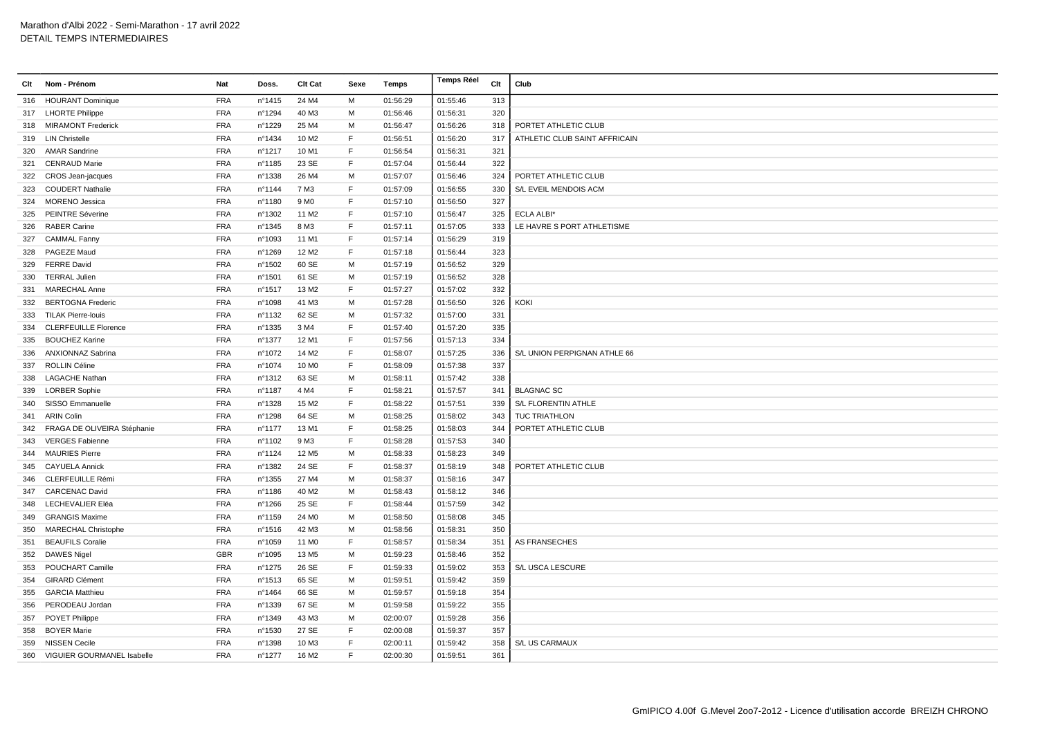| Clt | Nom - Prénom | Nat | Doss. | Clt Cat | Sexe | Temps | Temps Réel | Clt | Club |
|---|---|---|---|---|---|---|---|---|---|
| 316 | HOURANT Dominique | FRA | n°1415 | 24 M4 | M | 01:56:29 | 01:55:46 | 313 | |
| 317 | LHORTE Philippe | FRA | n°1294 | 40 M3 | M | 01:56:46 | 01:56:31 | 320 | |
| 318 | MIRAMONT Frederick | FRA | n°1229 | 25 M4 | M | 01:56:47 | 01:56:26 | 318 | PORTET ATHLETIC CLUB |
| 319 | LIN Christelle | FRA | n°1434 | 10 M2 | F | 01:56:51 | 01:56:20 | 317 | ATHLETIC CLUB SAINT AFFRICAIN |
| 320 | AMAR Sandrine | FRA | n°1217 | 10 M1 | F | 01:56:54 | 01:56:31 | 321 | |
| 321 | CENRAUD Marie | FRA | n°1185 | 23 SE | F | 01:57:04 | 01:56:44 | 322 | |
| 322 | CROS Jean-jacques | FRA | n°1338 | 26 M4 | M | 01:57:07 | 01:56:46 | 324 | PORTET ATHLETIC CLUB |
| 323 | COUDERT Nathalie | FRA | n°1144 | 7 M3 | F | 01:57:09 | 01:56:55 | 330 | S/L EVEIL MENDOIS ACM |
| 324 | MORENO Jessica | FRA | n°1180 | 9 M0 | F | 01:57:10 | 01:56:50 | 327 | |
| 325 | PEINTRE Séverine | FRA | n°1302 | 11 M2 | F | 01:57:10 | 01:56:47 | 325 | ECLA ALBI* |
| 326 | RABER Carine | FRA | n°1345 | 8 M3 | F | 01:57:11 | 01:57:05 | 333 | LE HAVRE S PORT ATHLETISME |
| 327 | CAMMAL Fanny | FRA | n°1093 | 11 M1 | F | 01:57:14 | 01:56:29 | 319 | |
| 328 | PAGEZE Maud | FRA | n°1269 | 12 M2 | F | 01:57:18 | 01:56:44 | 323 | |
| 329 | FERRE David | FRA | n°1502 | 60 SE | M | 01:57:19 | 01:56:52 | 329 | |
| 330 | TERRAL Julien | FRA | n°1501 | 61 SE | M | 01:57:19 | 01:56:52 | 328 | |
| 331 | MARECHAL Anne | FRA | n°1517 | 13 M2 | F | 01:57:27 | 01:57:02 | 332 | |
| 332 | BERTOGNA Frederic | FRA | n°1098 | 41 M3 | M | 01:57:28 | 01:56:50 | 326 | KOKI |
| 333 | TILAK Pierre-louis | FRA | n°1132 | 62 SE | M | 01:57:32 | 01:57:00 | 331 | |
| 334 | CLERFEUILLE Florence | FRA | n°1335 | 3 M4 | F | 01:57:40 | 01:57:20 | 335 | |
| 335 | BOUCHEZ Karine | FRA | n°1377 | 12 M1 | F | 01:57:56 | 01:57:13 | 334 | |
| 336 | ANXIONNAZ Sabrina | FRA | n°1072 | 14 M2 | F | 01:58:07 | 01:57:25 | 336 | S/L UNION PERPIGNAN ATHLE 66 |
| 337 | ROLLIN Céline | FRA | n°1074 | 10 M0 | F | 01:58:09 | 01:57:38 | 337 | |
| 338 | LAGACHE Nathan | FRA | n°1312 | 63 SE | M | 01:58:11 | 01:57:42 | 338 | |
| 339 | LORBER Sophie | FRA | n°1187 | 4 M4 | F | 01:58:21 | 01:57:57 | 341 | BLAGNAC SC |
| 340 | SISSO Emmanuelle | FRA | n°1328 | 15 M2 | F | 01:58:22 | 01:57:51 | 339 | S/L FLORENTIN ATHLE |
| 341 | ARIN Colin | FRA | n°1298 | 64 SE | M | 01:58:25 | 01:58:02 | 343 | TUC TRIATHLON |
| 342 | FRAGA DE OLIVEIRA Stéphanie | FRA | n°1177 | 13 M1 | F | 01:58:25 | 01:58:03 | 344 | PORTET ATHLETIC CLUB |
| 343 | VERGES Fabienne | FRA | n°1102 | 9 M3 | F | 01:58:28 | 01:57:53 | 340 | |
| 344 | MAURIES Pierre | FRA | n°1124 | 12 M5 | M | 01:58:33 | 01:58:23 | 349 | |
| 345 | CAYUELA Annick | FRA | n°1382 | 24 SE | F | 01:58:37 | 01:58:19 | 348 | PORTET ATHLETIC CLUB |
| 346 | CLERFEUILLE Rémi | FRA | n°1355 | 27 M4 | M | 01:58:37 | 01:58:16 | 347 | |
| 347 | CARCENAC David | FRA | n°1186 | 40 M2 | M | 01:58:43 | 01:58:12 | 346 | |
| 348 | LECHEVALIER Eléa | FRA | n°1266 | 25 SE | F | 01:58:44 | 01:57:59 | 342 | |
| 349 | GRANGIS Maxime | FRA | n°1159 | 24 M0 | M | 01:58:50 | 01:58:08 | 345 | |
| 350 | MARECHAL Christophe | FRA | n°1516 | 42 M3 | M | 01:58:56 | 01:58:31 | 350 | |
| 351 | BEAUFILS Coralie | FRA | n°1059 | 11 M0 | F | 01:58:57 | 01:58:34 | 351 | AS FRANSECHES |
| 352 | DAWES Nigel | GBR | n°1095 | 13 M5 | M | 01:59:23 | 01:58:46 | 352 | |
| 353 | POUCHART Camille | FRA | n°1275 | 26 SE | F | 01:59:33 | 01:59:02 | 353 | S/L USCA LESCURE |
| 354 | GIRARD Clément | FRA | n°1513 | 65 SE | M | 01:59:51 | 01:59:42 | 359 | |
| 355 | GARCIA Matthieu | FRA | n°1464 | 66 SE | M | 01:59:57 | 01:59:18 | 354 | |
| 356 | PERODEAU Jordan | FRA | n°1339 | 67 SE | M | 01:59:58 | 01:59:22 | 355 | |
| 357 | POYET Philippe | FRA | n°1349 | 43 M3 | M | 02:00:07 | 01:59:28 | 356 | |
| 358 | BOYER Marie | FRA | n°1530 | 27 SE | F | 02:00:08 | 01:59:37 | 357 | |
| 359 | NISSEN Cecile | FRA | n°1398 | 10 M3 | F | 02:00:11 | 01:59:42 | 358 | S/L US CARMAUX |
| 360 | VIGUIER GOURMANEL Isabelle | FRA | n°1277 | 16 M2 | F | 02:00:30 | 01:59:51 | 361 | |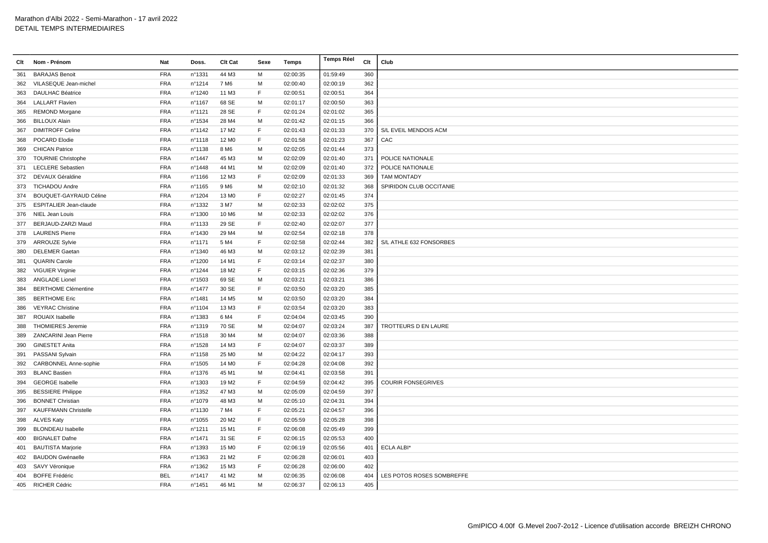Marathon d'Albi 2022 - Semi-Marathon - 17 avril 2022
DETAIL TEMPS INTERMEDIAIRES

| Clt | Nom - Prénom | Nat | Doss. | Clt Cat | Sexe | Temps | Temps Réel | Clt | Club |
|---|---|---|---|---|---|---|---|---|---|
| 361 | BARAJAS Benoit | FRA | n°1331 | 44 M3 | M | 02:00:35 | 01:59:49 | 360 | |
| 362 | VILASEQUE Jean-michel | FRA | n°1214 | 7 M6 | M | 02:00:40 | 02:00:19 | 362 | |
| 363 | DAULHAC Béatrice | FRA | n°1240 | 11 M3 | F | 02:00:51 | 02:00:51 | 364 | |
| 364 | LALLART Flavien | FRA | n°1167 | 68 SE | M | 02:01:17 | 02:00:50 | 363 | |
| 365 | REMOND Morgane | FRA | n°1121 | 28 SE | F | 02:01:24 | 02:01:02 | 365 | |
| 366 | BILLOUX Alain | FRA | n°1534 | 28 M4 | M | 02:01:42 | 02:01:15 | 366 | |
| 367 | DIMITROFF Celine | FRA | n°1142 | 17 M2 | F | 02:01:43 | 02:01:33 | 370 | S/L EVEIL MENDOIS ACM |
| 368 | POCARD Elodie | FRA | n°1118 | 12 M0 | F | 02:01:58 | 02:01:23 | 367 | CAC |
| 369 | CHICAN Patrice | FRA | n°1138 | 8 M6 | M | 02:02:05 | 02:01:44 | 373 | |
| 370 | TOURNIE Christophe | FRA | n°1447 | 45 M3 | M | 02:02:09 | 02:01:40 | 371 | POLICE NATIONALE |
| 371 | LECLERE Sebastien | FRA | n°1448 | 44 M1 | M | 02:02:09 | 02:01:40 | 372 | POLICE NATIONALE |
| 372 | DEVAUX Géraldine | FRA | n°1166 | 12 M3 | F | 02:02:09 | 02:01:33 | 369 | TAM MONTADY |
| 373 | TICHADOU Andre | FRA | n°1165 | 9 M6 | M | 02:02:10 | 02:01:32 | 368 | SPIRIDON CLUB OCCITANIE |
| 374 | BOUQUET-GAYRAUD Céline | FRA | n°1204 | 13 M0 | F | 02:02:27 | 02:01:45 | 374 | |
| 375 | ESPITALIER Jean-claude | FRA | n°1332 | 3 M7 | M | 02:02:33 | 02:02:02 | 375 | |
| 376 | NIEL Jean Louis | FRA | n°1300 | 10 M6 | M | 02:02:33 | 02:02:02 | 376 | |
| 377 | BERJAUD-ZARZI Maud | FRA | n°1133 | 29 SE | F | 02:02:40 | 02:02:07 | 377 | |
| 378 | LAURENS Pierre | FRA | n°1430 | 29 M4 | M | 02:02:54 | 02:02:18 | 378 | |
| 379 | ARROUZE Sylvie | FRA | n°1171 | 5 M4 | F | 02:02:58 | 02:02:44 | 382 | S/L ATHLE 632 FONSORBES |
| 380 | DELEMER Gaetan | FRA | n°1340 | 46 M3 | M | 02:03:12 | 02:02:39 | 381 | |
| 381 | QUARIN Carole | FRA | n°1200 | 14 M1 | F | 02:03:14 | 02:02:37 | 380 | |
| 382 | VIGUIER Virginie | FRA | n°1244 | 18 M2 | F | 02:03:15 | 02:02:36 | 379 | |
| 383 | ANGLADE Lionel | FRA | n°1503 | 69 SE | M | 02:03:21 | 02:03:21 | 386 | |
| 384 | BERTHOME Clémentine | FRA | n°1477 | 30 SE | F | 02:03:50 | 02:03:20 | 385 | |
| 385 | BERTHOME Eric | FRA | n°1481 | 14 M5 | M | 02:03:50 | 02:03:20 | 384 | |
| 386 | VEYRAC Christine | FRA | n°1104 | 13 M3 | F | 02:03:54 | 02:03:20 | 383 | |
| 387 | ROUAIX Isabelle | FRA | n°1383 | 6 M4 | F | 02:04:04 | 02:03:45 | 390 | |
| 388 | THOMIERES Jeremie | FRA | n°1319 | 70 SE | M | 02:04:07 | 02:03:24 | 387 | TROTTEURS D EN LAURE |
| 389 | ZANCARINI Jean Pierre | FRA | n°1518 | 30 M4 | M | 02:04:07 | 02:03:36 | 388 | |
| 390 | GINESTET Anita | FRA | n°1528 | 14 M3 | F | 02:04:07 | 02:03:37 | 389 | |
| 391 | PASSANI Sylvain | FRA | n°1158 | 25 M0 | M | 02:04:22 | 02:04:17 | 393 | |
| 392 | CARBONNEL Anne-sophie | FRA | n°1505 | 14 M0 | F | 02:04:28 | 02:04:08 | 392 | |
| 393 | BLANC Bastien | FRA | n°1376 | 45 M1 | M | 02:04:41 | 02:03:58 | 391 | |
| 394 | GEORGE Isabelle | FRA | n°1303 | 19 M2 | F | 02:04:59 | 02:04:42 | 395 | COURIR FONSEGRIVES |
| 395 | BESSIERE Philippe | FRA | n°1352 | 47 M3 | M | 02:05:09 | 02:04:59 | 397 | |
| 396 | BONNET Christian | FRA | n°1079 | 48 M3 | M | 02:05:10 | 02:04:31 | 394 | |
| 397 | KAUFFMANN Christelle | FRA | n°1130 | 7 M4 | F | 02:05:21 | 02:04:57 | 396 | |
| 398 | ALVES Katy | FRA | n°1055 | 20 M2 | F | 02:05:59 | 02:05:28 | 398 | |
| 399 | BLONDEAU Isabelle | FRA | n°1211 | 15 M1 | F | 02:06:08 | 02:05:49 | 399 | |
| 400 | BIGNALET Dafne | FRA | n°1471 | 31 SE | F | 02:06:15 | 02:05:53 | 400 | |
| 401 | BAUTISTA Marjorie | FRA | n°1393 | 15 M0 | F | 02:06:19 | 02:05:56 | 401 | ECLA ALBI* |
| 402 | BAUDON Gwénaelle | FRA | n°1363 | 21 M2 | F | 02:06:28 | 02:06:01 | 403 | |
| 403 | SAVY Véronique | FRA | n°1362 | 15 M3 | F | 02:06:28 | 02:06:00 | 402 | |
| 404 | BOFFE Frédéric | BEL | n°1417 | 41 M2 | M | 02:06:35 | 02:06:08 | 404 | LES POTOS ROSES SOMBREFFE |
| 405 | RICHER Cédric | FRA | n°1451 | 46 M1 | M | 02:06:37 | 02:06:13 | 405 | |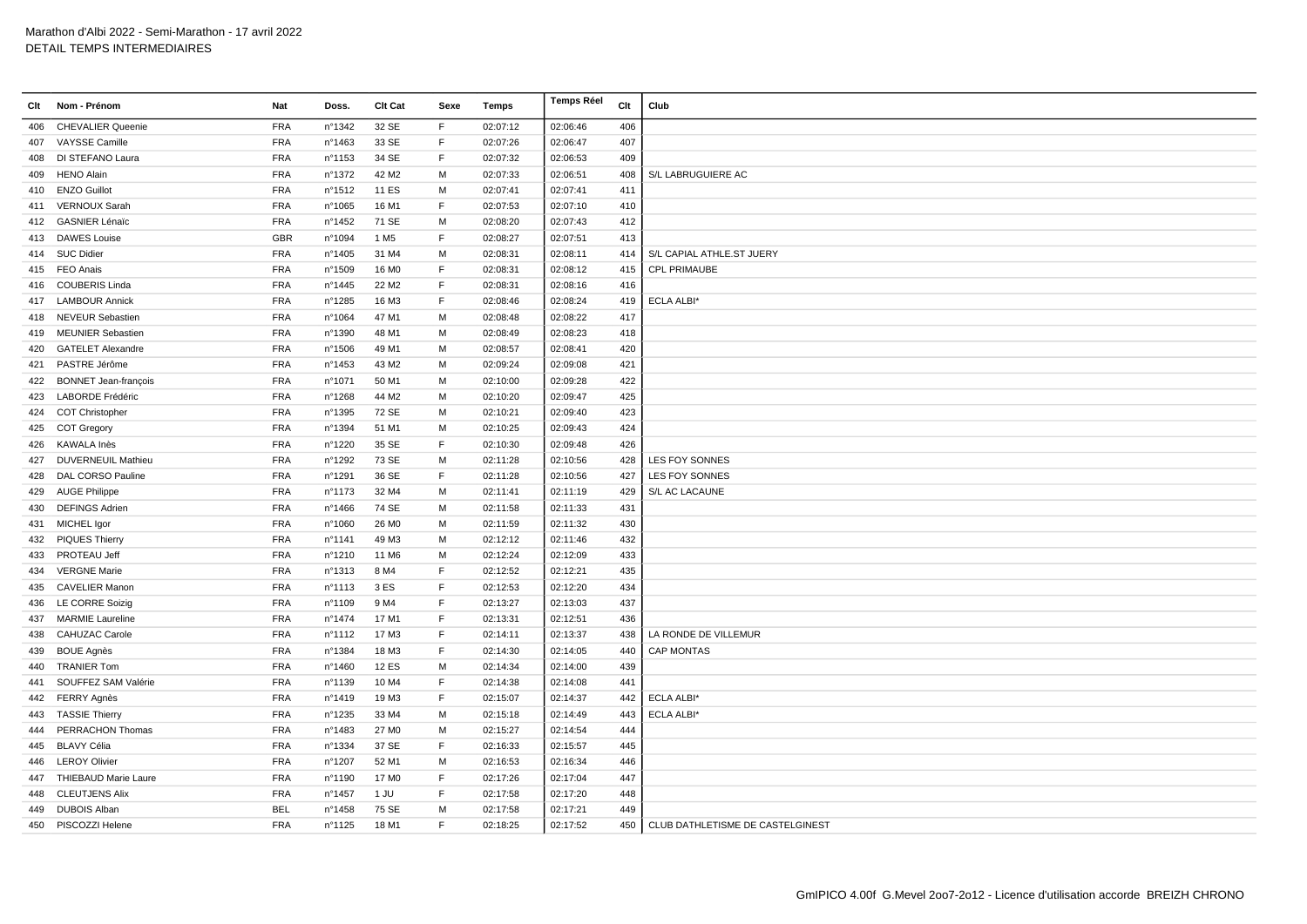Marathon d'Albi 2022 - Semi-Marathon - 17 avril 2022
DETAIL TEMPS INTERMEDIAIRES

| Clt | Nom - Prénom | Nat | Doss. | Clt Cat | Sexe | Temps | Temps Réel | Clt | Club |
|---|---|---|---|---|---|---|---|---|---|
| 406 | CHEVALIER Queenie | FRA | n°1342 | 32 SE | F | 02:07:12 | 02:06:46 | 406 | |
| 407 | VAYSSE Camille | FRA | n°1463 | 33 SE | F | 02:07:26 | 02:06:47 | 407 | |
| 408 | DI STEFANO Laura | FRA | n°1153 | 34 SE | F | 02:07:32 | 02:06:53 | 409 | |
| 409 | HENO Alain | FRA | n°1372 | 42 M2 | M | 02:07:33 | 02:06:51 | 408 | S/L LABRUGUIERE AC |
| 410 | ENZO Guillot | FRA | n°1512 | 11 ES | M | 02:07:41 | 02:07:41 | 411 | |
| 411 | VERNOUX Sarah | FRA | n°1065 | 16 M1 | F | 02:07:53 | 02:07:10 | 410 | |
| 412 | GASNIER Lénaïc | FRA | n°1452 | 71 SE | M | 02:08:20 | 02:07:43 | 412 | |
| 413 | DAWES Louise | GBR | n°1094 | 1 M5 | F | 02:08:27 | 02:07:51 | 413 | |
| 414 | SUC Didier | FRA | n°1405 | 31 M4 | M | 02:08:31 | 02:08:11 | 414 | S/L CAPIAL ATHLE.ST JUERY |
| 415 | FEO Anais | FRA | n°1509 | 16 M0 | F | 02:08:31 | 02:08:12 | 415 | CPL PRIMAUBE |
| 416 | COUBERIS Linda | FRA | n°1445 | 22 M2 | F | 02:08:31 | 02:08:16 | 416 | |
| 417 | LAMBOUR Annick | FRA | n°1285 | 16 M3 | F | 02:08:46 | 02:08:24 | 419 | ECLA ALBI* |
| 418 | NEVEUR Sebastien | FRA | n°1064 | 47 M1 | M | 02:08:48 | 02:08:22 | 417 | |
| 419 | MEUNIER Sebastien | FRA | n°1390 | 48 M1 | M | 02:08:49 | 02:08:23 | 418 | |
| 420 | GATELET Alexandre | FRA | n°1506 | 49 M1 | M | 02:08:57 | 02:08:41 | 420 | |
| 421 | PASTRE Jérôme | FRA | n°1453 | 43 M2 | M | 02:09:24 | 02:09:08 | 421 | |
| 422 | BONNET Jean-françois | FRA | n°1071 | 50 M1 | M | 02:10:00 | 02:09:28 | 422 | |
| 423 | LABORDE Frédéric | FRA | n°1268 | 44 M2 | M | 02:10:20 | 02:09:47 | 425 | |
| 424 | COT Christopher | FRA | n°1395 | 72 SE | M | 02:10:21 | 02:09:40 | 423 | |
| 425 | COT Gregory | FRA | n°1394 | 51 M1 | M | 02:10:25 | 02:09:43 | 424 | |
| 426 | KAWALA Inès | FRA | n°1220 | 35 SE | F | 02:10:30 | 02:09:48 | 426 | |
| 427 | DUVERNEUIL Mathieu | FRA | n°1292 | 73 SE | M | 02:11:28 | 02:10:56 | 428 | LES FOY SONNES |
| 428 | DAL CORSO Pauline | FRA | n°1291 | 36 SE | F | 02:11:28 | 02:10:56 | 427 | LES FOY SONNES |
| 429 | AUGE Philippe | FRA | n°1173 | 32 M4 | M | 02:11:41 | 02:11:19 | 429 | S/L AC LACAUNE |
| 430 | DEFINGS Adrien | FRA | n°1466 | 74 SE | M | 02:11:58 | 02:11:33 | 431 | |
| 431 | MICHEL Igor | FRA | n°1060 | 26 M0 | M | 02:11:59 | 02:11:32 | 430 | |
| 432 | PIQUES Thierry | FRA | n°1141 | 49 M3 | M | 02:12:12 | 02:11:46 | 432 | |
| 433 | PROTEAU Jeff | FRA | n°1210 | 11 M6 | M | 02:12:24 | 02:12:09 | 433 | |
| 434 | VERGNE Marie | FRA | n°1313 | 8 M4 | F | 02:12:52 | 02:12:21 | 435 | |
| 435 | CAVELIER Manon | FRA | n°1113 | 3 ES | F | 02:12:53 | 02:12:20 | 434 | |
| 436 | LE CORRE Soizig | FRA | n°1109 | 9 M4 | F | 02:13:27 | 02:13:03 | 437 | |
| 437 | MARMIE Laureline | FRA | n°1474 | 17 M1 | F | 02:13:31 | 02:12:51 | 436 | |
| 438 | CAHUZAC Carole | FRA | n°1112 | 17 M3 | F | 02:14:11 | 02:13:37 | 438 | LA RONDE DE VILLEMUR |
| 439 | BOUE Agnès | FRA | n°1384 | 18 M3 | F | 02:14:30 | 02:14:05 | 440 | CAP MONTAS |
| 440 | TRANIER Tom | FRA | n°1460 | 12 ES | M | 02:14:34 | 02:14:00 | 439 | |
| 441 | SOUFFEZ SAM Valérie | FRA | n°1139 | 10 M4 | F | 02:14:38 | 02:14:08 | 441 | |
| 442 | FERRY Agnès | FRA | n°1419 | 19 M3 | F | 02:15:07 | 02:14:37 | 442 | ECLA ALBI* |
| 443 | TASSIE Thierry | FRA | n°1235 | 33 M4 | M | 02:15:18 | 02:14:49 | 443 | ECLA ALBI* |
| 444 | PERRACHON Thomas | FRA | n°1483 | 27 M0 | M | 02:15:27 | 02:14:54 | 444 | |
| 445 | BLAVY Célia | FRA | n°1334 | 37 SE | F | 02:16:33 | 02:15:57 | 445 | |
| 446 | LEROY Olivier | FRA | n°1207 | 52 M1 | M | 02:16:53 | 02:16:34 | 446 | |
| 447 | THIEBAUD Marie Laure | FRA | n°1190 | 17 M0 | F | 02:17:26 | 02:17:04 | 447 | |
| 448 | CLEUTJENS Alix | FRA | n°1457 | 1 JU | F | 02:17:58 | 02:17:20 | 448 | |
| 449 | DUBOIS Alban | BEL | n°1458 | 75 SE | M | 02:17:58 | 02:17:21 | 449 | |
| 450 | PISCOZZI Helene | FRA | n°1125 | 18 M1 | F | 02:18:25 | 02:17:52 | 450 | CLUB DATHLETISME DE CASTELGINEST |

GmIPICO 4.00f G.Mevel 2oo7-2o12 - Licence d'utilisation accorde BREIZH CHRONO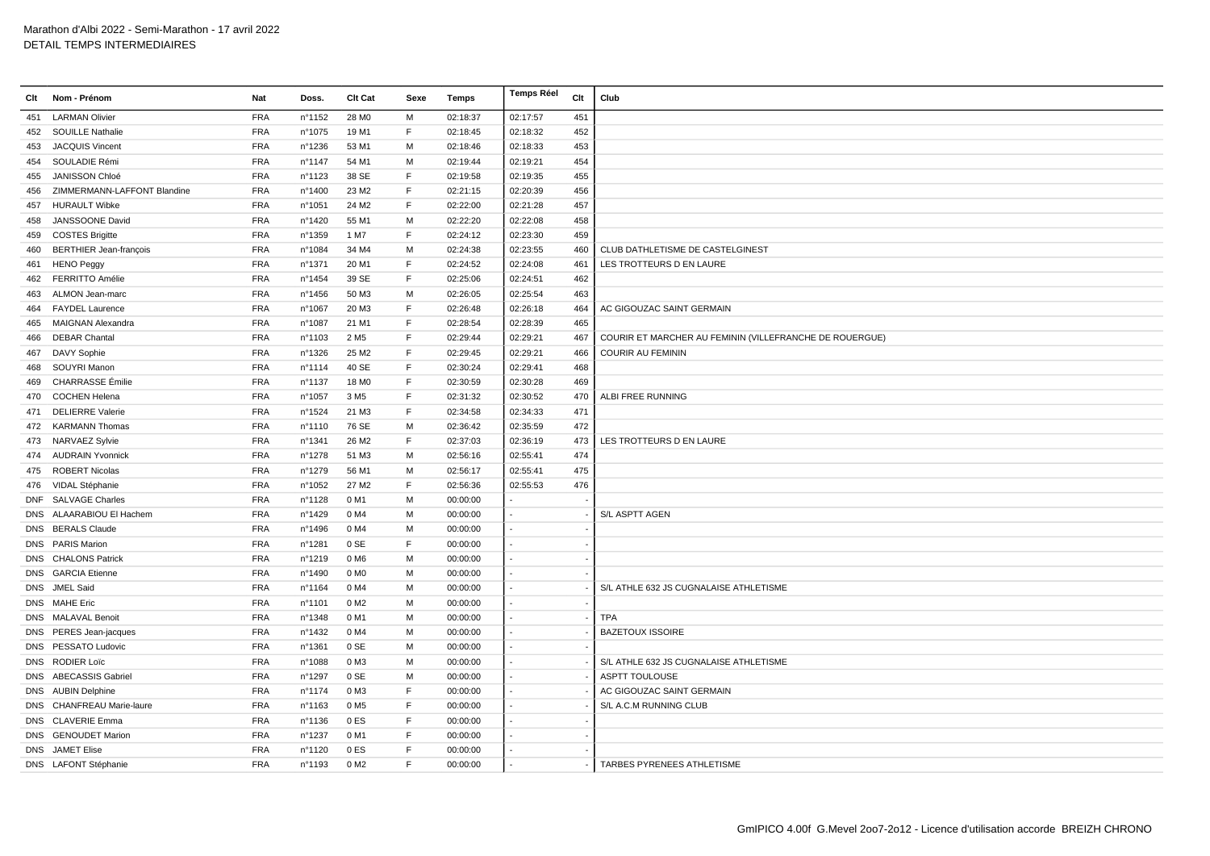Marathon d'Albi 2022 - Semi-Marathon - 17 avril 2022
DETAIL TEMPS INTERMEDIAIRES

| Clt | Nom - Prénom | Nat | Doss. | Clt Cat | Sexe | Temps | Temps Réel | Clt | Club |
|---|---|---|---|---|---|---|---|---|---|
| 451 | LARMAN Olivier | FRA | n°1152 | 28 M0 | M | 02:18:37 | 02:17:57 | 451 | |
| 452 | SOUILLE Nathalie | FRA | n°1075 | 19 M1 | F | 02:18:45 | 02:18:32 | 452 | |
| 453 | JACQUIS Vincent | FRA | n°1236 | 53 M1 | M | 02:18:46 | 02:18:33 | 453 | |
| 454 | SOULADIE Rémi | FRA | n°1147 | 54 M1 | M | 02:19:44 | 02:19:21 | 454 | |
| 455 | JANISSON Chloé | FRA | n°1123 | 38 SE | F | 02:19:58 | 02:19:35 | 455 | |
| 456 | ZIMMERMANN-LAFFONT Blandine | FRA | n°1400 | 23 M2 | F | 02:21:15 | 02:20:39 | 456 | |
| 457 | HURAULT Wibke | FRA | n°1051 | 24 M2 | F | 02:22:00 | 02:21:28 | 457 | |
| 458 | JANSSOONE David | FRA | n°1420 | 55 M1 | M | 02:22:20 | 02:22:08 | 458 | |
| 459 | COSTES Brigitte | FRA | n°1359 | 1 M7 | F | 02:24:12 | 02:23:30 | 459 | |
| 460 | BERTHIER Jean-françois | FRA | n°1084 | 34 M4 | M | 02:24:38 | 02:23:55 | 460 | CLUB DATHLETISME DE CASTELGINEST |
| 461 | HENO Peggy | FRA | n°1371 | 20 M1 | F | 02:24:52 | 02:24:08 | 461 | LES TROTTEURS D EN LAURE |
| 462 | FERRITTO Amélie | FRA | n°1454 | 39 SE | F | 02:25:06 | 02:24:51 | 462 | |
| 463 | ALMON Jean-marc | FRA | n°1456 | 50 M3 | M | 02:26:05 | 02:25:54 | 463 | |
| 464 | FAYDEL Laurence | FRA | n°1067 | 20 M3 | F | 02:26:48 | 02:26:18 | 464 | AC GIGOUZAC SAINT GERMAIN |
| 465 | MAIGNAN Alexandra | FRA | n°1087 | 21 M1 | F | 02:28:54 | 02:28:39 | 465 | |
| 466 | DEBAR Chantal | FRA | n°1103 | 2 M5 | F | 02:29:44 | 02:29:21 | 467 | COURIR ET MARCHER AU FEMININ (VILLEFRANCHE DE ROUERGUE) |
| 467 | DAVY Sophie | FRA | n°1326 | 25 M2 | F | 02:29:45 | 02:29:21 | 466 | COURIR AU FEMININ |
| 468 | SOUYRI Manon | FRA | n°1114 | 40 SE | F | 02:30:24 | 02:29:41 | 468 | |
| 469 | CHARRASSE Émilie | FRA | n°1137 | 18 M0 | F | 02:30:59 | 02:30:28 | 469 | |
| 470 | COCHEN Helena | FRA | n°1057 | 3 M5 | F | 02:31:32 | 02:30:52 | 470 | ALBI FREE RUNNING |
| 471 | DELIERRE Valerie | FRA | n°1524 | 21 M3 | F | 02:34:58 | 02:34:33 | 471 | |
| 472 | KARMANN Thomas | FRA | n°1110 | 76 SE | M | 02:36:42 | 02:35:59 | 472 | |
| 473 | NARVAEZ Sylvie | FRA | n°1341 | 26 M2 | F | 02:37:03 | 02:36:19 | 473 | LES TROTTEURS D EN LAURE |
| 474 | AUDRAIN Yvonnick | FRA | n°1278 | 51 M3 | M | 02:56:16 | 02:55:41 | 474 | |
| 475 | ROBERT Nicolas | FRA | n°1279 | 56 M1 | M | 02:56:17 | 02:55:41 | 475 | |
| 476 | VIDAL Stéphanie | FRA | n°1052 | 27 M2 | F | 02:56:36 | 02:55:53 | 476 | |
| DNF | SALVAGE Charles | FRA | n°1128 | 0 M1 | M | 00:00:00 | - | - | |
| DNS | ALAARABIOU El Hachem | FRA | n°1429 | 0 M4 | M | 00:00:00 | - | - | S/L ASPTT AGEN |
| DNS | BERALS Claude | FRA | n°1496 | 0 M4 | M | 00:00:00 | - | - | |
| DNS | PARIS Marion | FRA | n°1281 | 0 SE | F | 00:00:00 | - | - | |
| DNS | CHALONS Patrick | FRA | n°1219 | 0 M6 | M | 00:00:00 | - | - | |
| DNS | GARCIA Etienne | FRA | n°1490 | 0 M0 | M | 00:00:00 | - | - | |
| DNS | JMEL Said | FRA | n°1164 | 0 M4 | M | 00:00:00 | - | - | S/L ATHLE 632 JS CUGNALAISE ATHLETISME |
| DNS | MAHE Eric | FRA | n°1101 | 0 M2 | M | 00:00:00 | - | - | |
| DNS | MALAVAL Benoit | FRA | n°1348 | 0 M1 | M | 00:00:00 | - | - | TPA |
| DNS | PERES Jean-jacques | FRA | n°1432 | 0 M4 | M | 00:00:00 | - | - | BAZETOUX ISSOIRE |
| DNS | PESSATO Ludovic | FRA | n°1361 | 0 SE | M | 00:00:00 | - | - | |
| DNS | RODIER Loïc | FRA | n°1088 | 0 M3 | M | 00:00:00 | - | - | S/L ATHLE 632 JS CUGNALAISE ATHLETISME |
| DNS | ABECASSIS Gabriel | FRA | n°1297 | 0 SE | M | 00:00:00 | - | - | ASPTT TOULOUSE |
| DNS | AUBIN Delphine | FRA | n°1174 | 0 M3 | F | 00:00:00 | - | - | AC GIGOUZAC SAINT GERMAIN |
| DNS | CHANFREAU Marie-laure | FRA | n°1163 | 0 M5 | F | 00:00:00 | - | - | S/L A.C.M RUNNING CLUB |
| DNS | CLAVERIE Emma | FRA | n°1136 | 0 ES | F | 00:00:00 | - | - | |
| DNS | GENOUDET Marion | FRA | n°1237 | 0 M1 | F | 00:00:00 | - | - | |
| DNS | JAMET Elise | FRA | n°1120 | 0 ES | F | 00:00:00 | - | - | |
| DNS | LAFONT Stéphanie | FRA | n°1193 | 0 M2 | F | 00:00:00 | - | - | TARBES PYRENEES ATHLETISME |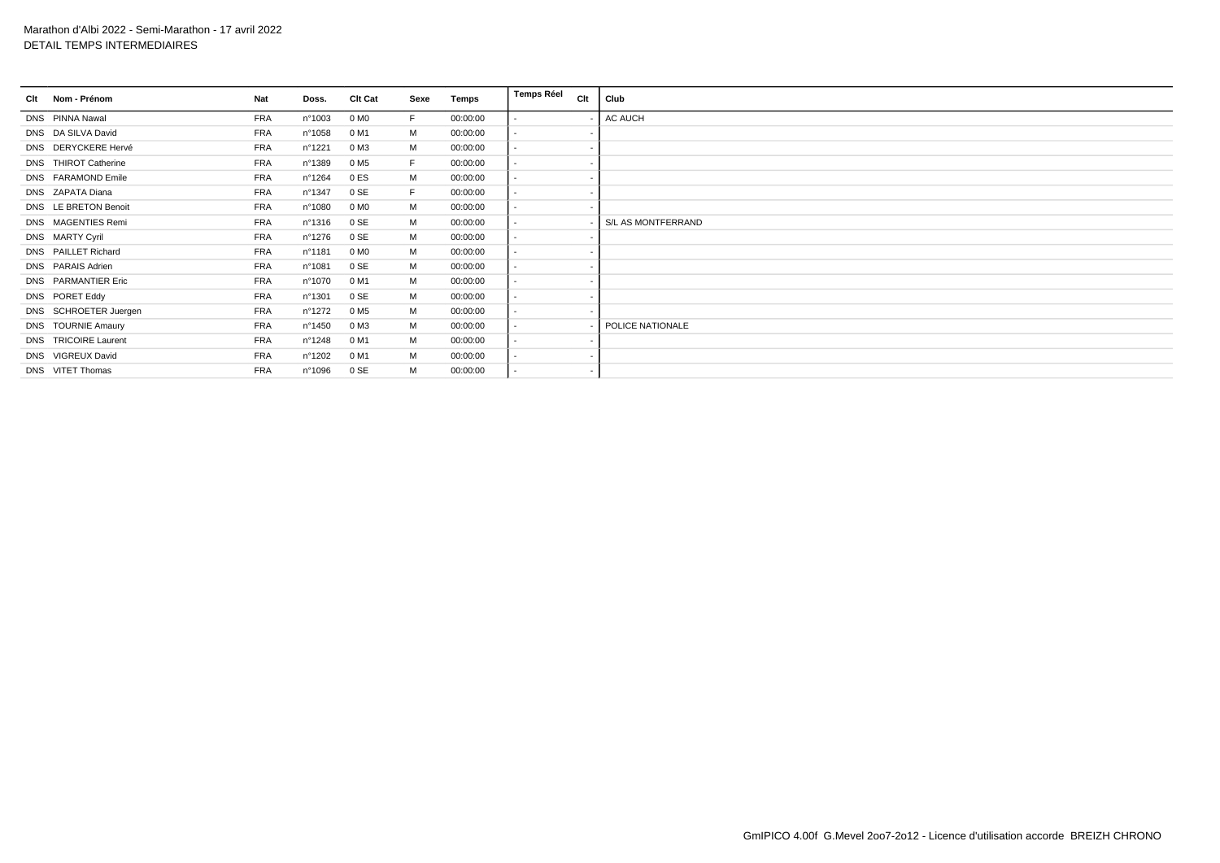Marathon d'Albi 2022 - Semi-Marathon - 17 avril 2022
DETAIL TEMPS INTERMEDIAIRES

| Clt | Nom - Prénom | Nat | Doss. | Clt Cat | Sexe | Temps | Temps Réel | Clt | Club |
|---|---|---|---|---|---|---|---|---|---|
| DNS | PINNA Nawal | FRA | n°1003 | 0 M0 | F | 00:00:00 | - | - | AC AUCH |
| DNS | DA SILVA David | FRA | n°1058 | 0 M1 | M | 00:00:00 | - | - | |
| DNS | DERYCKERE Hervé | FRA | n°1221 | 0 M3 | M | 00:00:00 | - | - | |
| DNS | THIROT Catherine | FRA | n°1389 | 0 M5 | F | 00:00:00 | - | - | |
| DNS | FARAMOND Emile | FRA | n°1264 | 0 ES | M | 00:00:00 | - | - | |
| DNS | ZAPATA Diana | FRA | n°1347 | 0 SE | F | 00:00:00 | - | - | |
| DNS | LE BRETON Benoit | FRA | n°1080 | 0 M0 | M | 00:00:00 | - | - | |
| DNS | MAGENTIES Remi | FRA | n°1316 | 0 SE | M | 00:00:00 | - | - | S/L AS MONTFERRAND |
| DNS | MARTY Cyril | FRA | n°1276 | 0 SE | M | 00:00:00 | - | - | |
| DNS | PAILLET Richard | FRA | n°1181 | 0 M0 | M | 00:00:00 | - | - | |
| DNS | PARAIS Adrien | FRA | n°1081 | 0 SE | M | 00:00:00 | - | - | |
| DNS | PARMANTIER Eric | FRA | n°1070 | 0 M1 | M | 00:00:00 | - | - | |
| DNS | PORET Eddy | FRA | n°1301 | 0 SE | M | 00:00:00 | - | - | |
| DNS | SCHROETER Juergen | FRA | n°1272 | 0 M5 | M | 00:00:00 | - | - | |
| DNS | TOURNIE Amaury | FRA | n°1450 | 0 M3 | M | 00:00:00 | - | - | POLICE NATIONALE |
| DNS | TRICOIRE Laurent | FRA | n°1248 | 0 M1 | M | 00:00:00 | - | - | |
| DNS | VIGREUX David | FRA | n°1202 | 0 M1 | M | 00:00:00 | - | - | |
| DNS | VITET Thomas | FRA | n°1096 | 0 SE | M | 00:00:00 | - | - | |

GmIPICO 4.00f G.Mevel 2oo7-2o12 - Licence d'utilisation accorde BREIZH CHRONO